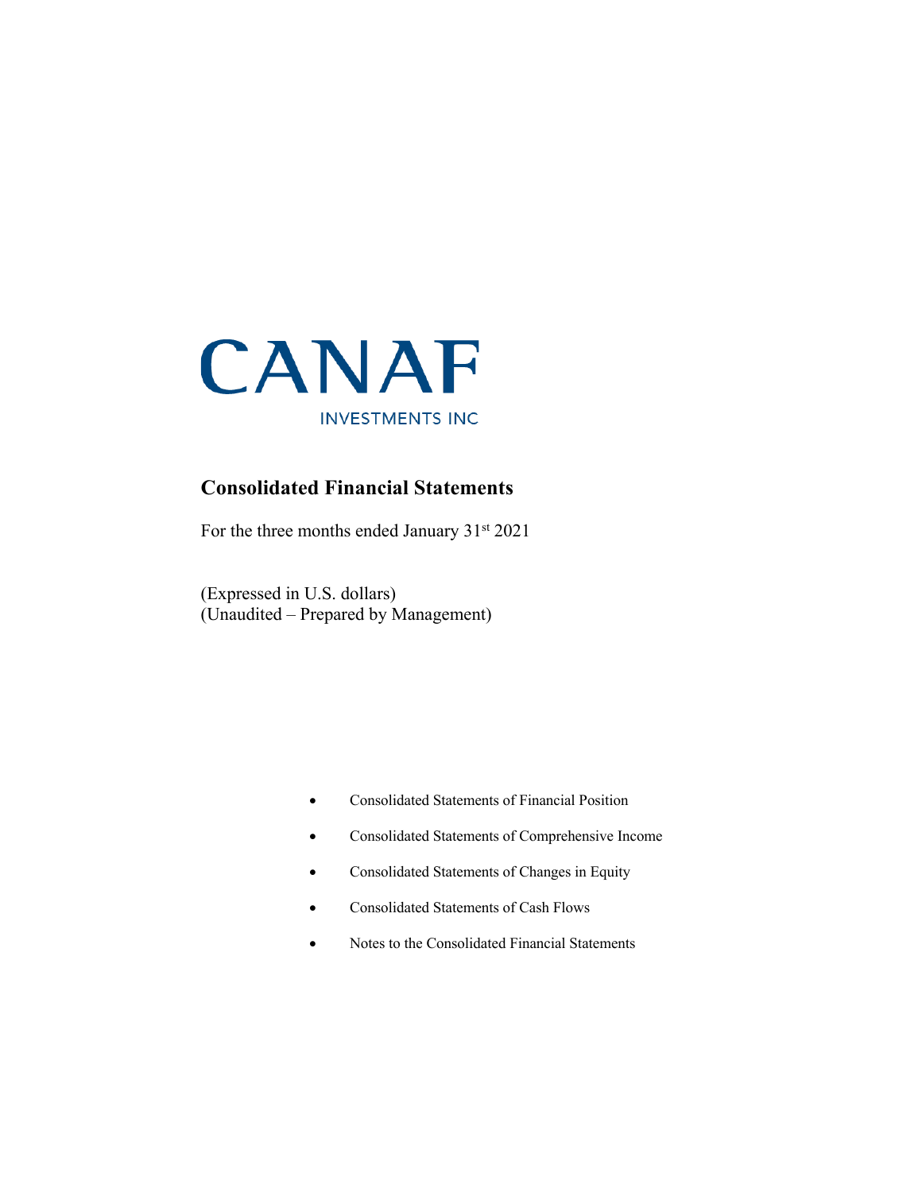# CANAF

INVESTMENTS INC

## Consolidated Financial Statements

For the three months ended January 31st 2021

(Expressed in U.S. dollars)
(Unaudited – Prepared by Management)

- Consolidated Statements of Financial Position
- Consolidated Statements of Comprehensive Income
- Consolidated Statements of Changes in Equity
- Consolidated Statements of Cash Flows
- Notes to the Consolidated Financial Statements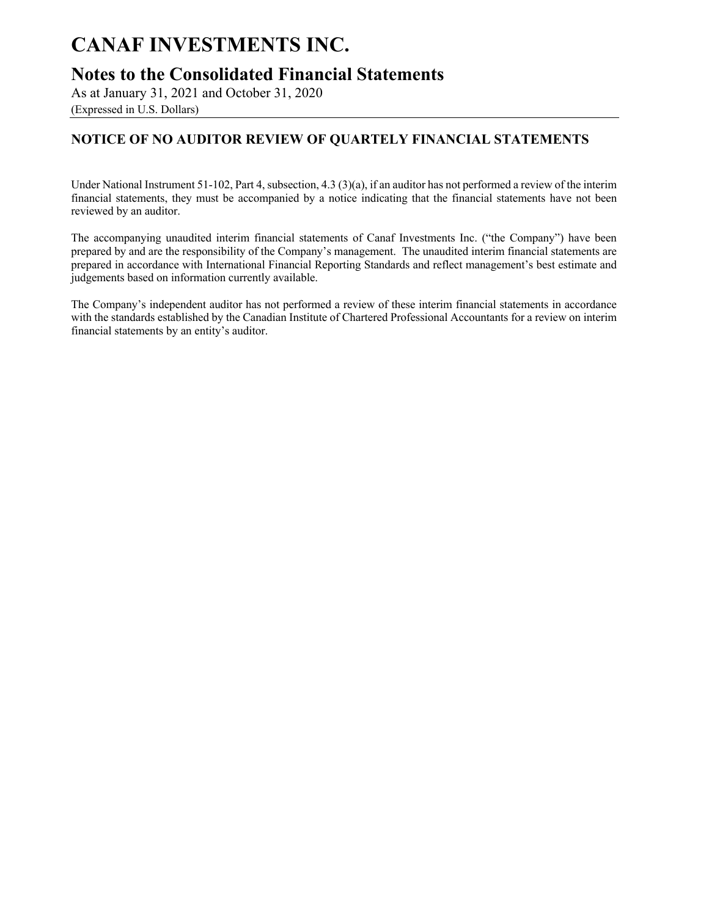# CANAF INVESTMENTS INC.

## Notes to the Consolidated Financial Statements

As at January 31, 2021 and October 31, 2020

(Expressed in U.S. Dollars)

### NOTICE OF NO AUDITOR REVIEW OF QUARTELY FINANCIAL STATEMENTS

Under National Instrument 51-102, Part 4, subsection, 4.3 (3)(a), if an auditor has not performed a review of the interim financial statements, they must be accompanied by a notice indicating that the financial statements have not been reviewed by an auditor.

The accompanying unaudited interim financial statements of Canaf Investments Inc. ("the Company") have been prepared by and are the responsibility of the Company's management. The unaudited interim financial statements are prepared in accordance with International Financial Reporting Standards and reflect management's best estimate and judgements based on information currently available.

The Company's independent auditor has not performed a review of these interim financial statements in accordance with the standards established by the Canadian Institute of Chartered Professional Accountants for a review on interim financial statements by an entity's auditor.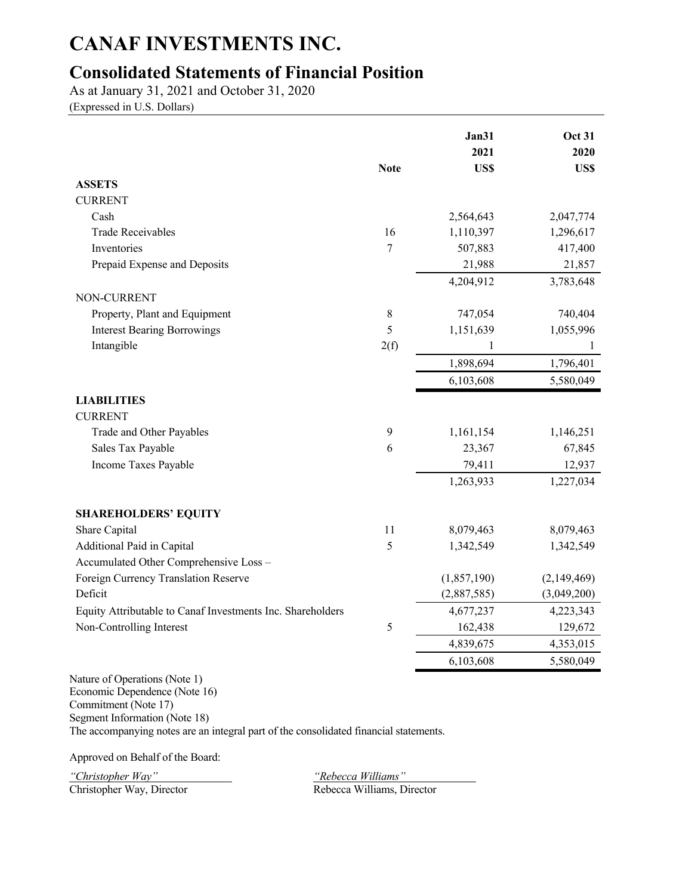# CANAF INVESTMENTS INC.

## Consolidated Statements of Financial Position

As at January 31, 2021 and October 31, 2020
(Expressed in U.S. Dollars)

| | Note | Jan31 2021 US$ | Oct 31 2020 US$ |
|---|---|---|---|
| **ASSETS** | | | |
| CURRENT | | | |
| Cash | | 2,564,643 | 2,047,774 |
| Trade Receivables | 16 | 1,110,397 | 1,296,617 |
| Inventories | 7 | 507,883 | 417,400 |
| Prepaid Expense and Deposits | | 21,988 | 21,857 |
| | | 4,204,912 | 3,783,648 |
| NON-CURRENT | | | |
| Property, Plant and Equipment | 8 | 747,054 | 740,404 |
| Interest Bearing Borrowings | 5 | 1,151,639 | 1,055,996 |
| Intangible | 2(f) | 1 | 1 |
| | | 1,898,694 | 1,796,401 |
| | | 6,103,608 | 5,580,049 |
| **LIABILITIES** | | | |
| CURRENT | | | |
| Trade and Other Payables | 9 | 1,161,154 | 1,146,251 |
| Sales Tax Payable | 6 | 23,367 | 67,845 |
| Income Taxes Payable | | 79,411 | 12,937 |
| | | 1,263,933 | 1,227,034 |
| **SHAREHOLDERS' EQUITY** | | | |
| Share Capital | 11 | 8,079,463 | 8,079,463 |
| Additional Paid in Capital | 5 | 1,342,549 | 1,342,549 |
| Accumulated Other Comprehensive Loss – | | | |
| Foreign Currency Translation Reserve | | (1,857,190) | (2,149,469) |
| Deficit | | (2,887,585) | (3,049,200) |
| Equity Attributable to Canaf Investments Inc. Shareholders | | 4,677,237 | 4,223,343 |
| Non-Controlling Interest | 5 | 162,438 | 129,672 |
| | | 4,839,675 | 4,353,015 |
| | | 6,103,608 | 5,580,049 |

Nature of Operations (Note 1)
Economic Dependence (Note 16)
Commitment (Note 17)
Segment Information (Note 18)
The accompanying notes are an integral part of the consolidated financial statements.

Approved on Behalf of the Board:

*"Christopher Way"*
Christopher Way, Director

*"Rebecca Williams"*
Rebecca Williams, Director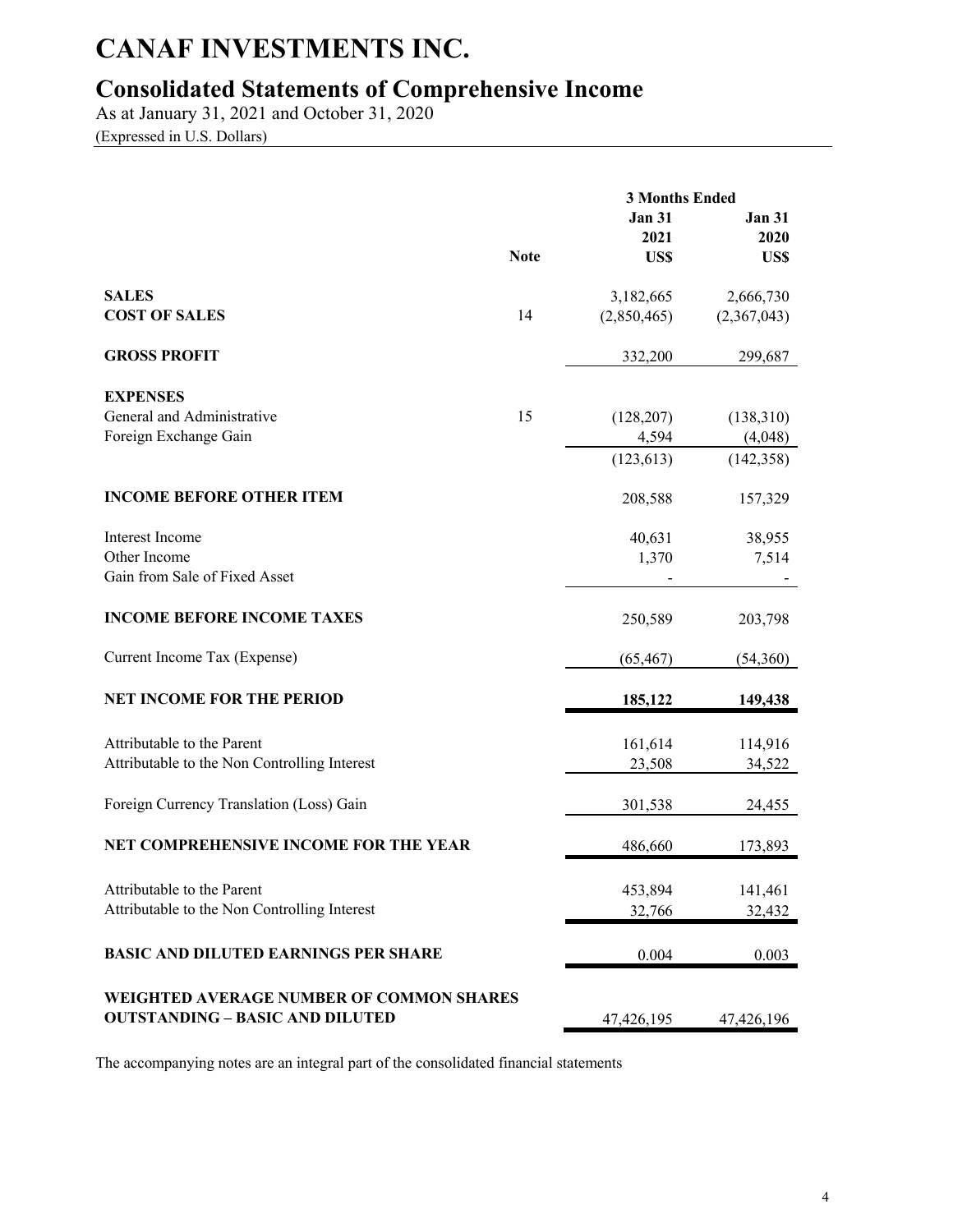# CANAF INVESTMENTS INC.

## Consolidated Statements of Comprehensive Income

As at January 31, 2021 and October 31, 2020

(Expressed in U.S. Dollars)

| | Note | 3 Months Ended Jan 31 2021 US$ | Jan 31 2020 US$ |
|---|---|---|---|
| **SALES** | | 3,182,665 | 2,666,730 |
| **COST OF SALES** | 14 | (2,850,465) | (2,367,043) |
| **GROSS PROFIT** | | 332,200 | 299,687 |
| **EXPENSES** | | | |
| General and Administrative | 15 | (128,207) | (138,310) |
| Foreign Exchange Gain | | 4,594 | (4,048) |
| | | (123,613) | (142,358) |
| **INCOME BEFORE OTHER ITEM** | | 208,588 | 157,329 |
| Interest Income | | 40,631 | 38,955 |
| Other Income | | 1,370 | 7,514 |
| Gain from Sale of Fixed Asset | | - | - |
| **INCOME BEFORE INCOME TAXES** | | 250,589 | 203,798 |
| Current Income Tax (Expense) | | (65,467) | (54,360) |
| **NET INCOME FOR THE PERIOD** | | **185,122** | **149,438** |
| Attributable to the Parent | | 161,614 | 114,916 |
| Attributable to the Non Controlling Interest | | 23,508 | 34,522 |
| Foreign Currency Translation (Loss) Gain | | 301,538 | 24,455 |
| **NET COMPREHENSIVE INCOME FOR THE YEAR** | | 486,660 | 173,893 |
| Attributable to the Parent | | 453,894 | 141,461 |
| Attributable to the Non Controlling Interest | | 32,766 | 32,432 |
| **BASIC AND DILUTED EARNINGS PER SHARE** | | 0.004 | 0.003 |
| **WEIGHTED AVERAGE NUMBER OF COMMON SHARES OUTSTANDING – BASIC AND DILUTED** | | 47,426,195 | 47,426,196 |

The accompanying notes are an integral part of the consolidated financial statements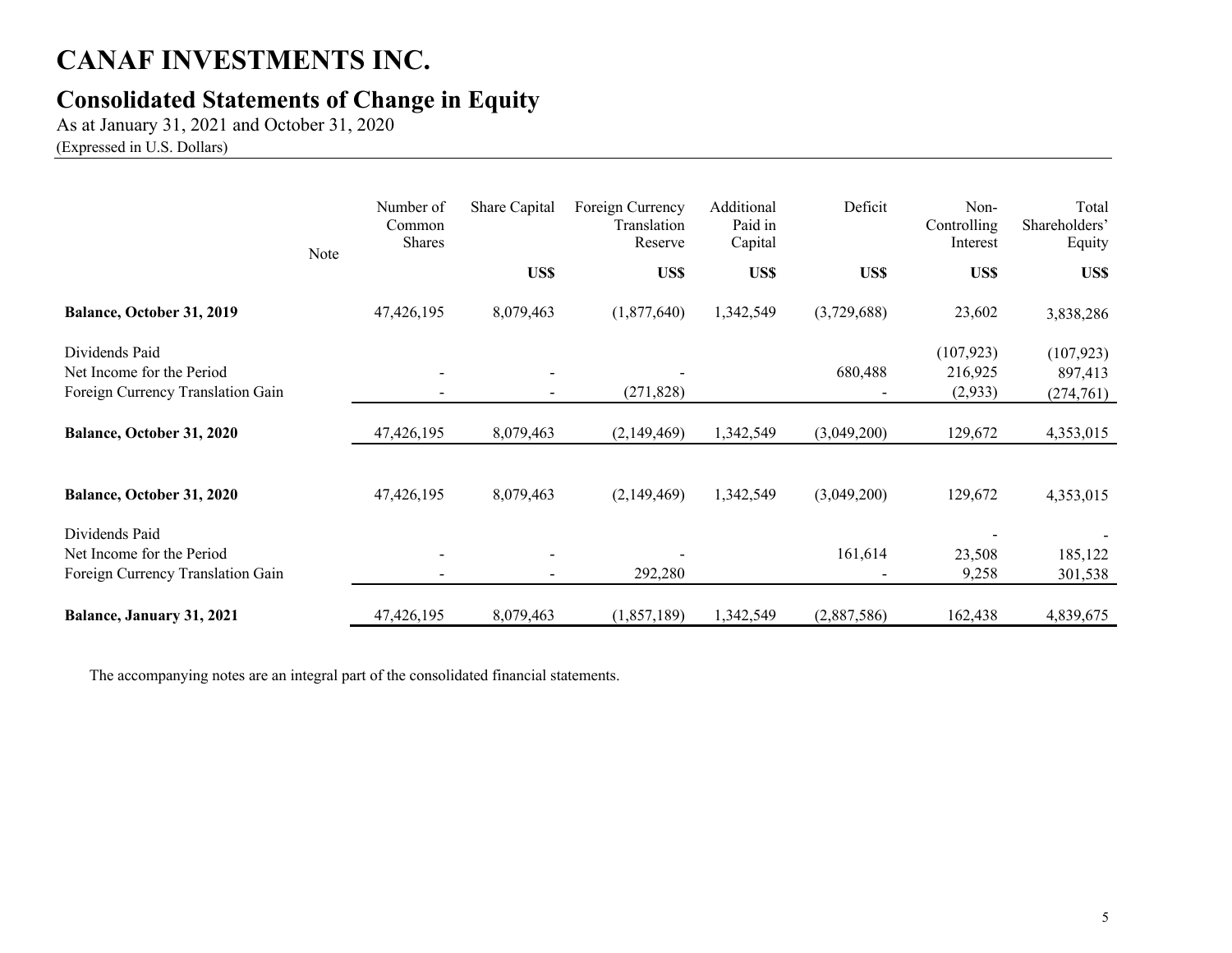# CANAF INVESTMENTS INC.

## Consolidated Statements of Change in Equity

As at January 31, 2021 and October 31, 2020

(Expressed in U.S. Dollars)

| | Note | Number of Common Shares | Share Capital | Foreign Currency Translation Reserve | Additional Paid in Capital | Deficit | Non-Controlling Interest | Total Shareholders' Equity |
|---|---|---|---|---|---|---|---|---|
| | | | **US$** | **US$** | **US$** | **US$** | **US$** | **US$** |
| **Balance, October 31, 2019** | | 47,426,195 | 8,079,463 | (1,877,640) | 1,342,549 | (3,729,688) | 23,602 | 3,838,286 |
| Dividends Paid | | | | | | | (107,923) | (107,923) |
| Net Income for the Period | | - | - | - | | 680,488 | 216,925 | 897,413 |
| Foreign Currency Translation Gain | | - | - | (271,828) | | - | (2,933) | (274,761) |
| **Balance, October 31, 2020** | | 47,426,195 | 8,079,463 | (2,149,469) | 1,342,549 | (3,049,200) | 129,672 | 4,353,015 |
| | | | | | | | | |
| **Balance, October 31, 2020** | | 47,426,195 | 8,079,463 | (2,149,469) | 1,342,549 | (3,049,200) | 129,672 | 4,353,015 |
| Dividends Paid | | | | | | | - | - |
| Net Income for the Period | | - | - | - | | 161,614 | 23,508 | 185,122 |
| Foreign Currency Translation Gain | | - | - | 292,280 | | - | 9,258 | 301,538 |
| **Balance, January 31, 2021** | | 47,426,195 | 8,079,463 | (1,857,189) | 1,342,549 | (2,887,586) | 162,438 | 4,839,675 |

The accompanying notes are an integral part of the consolidated financial statements.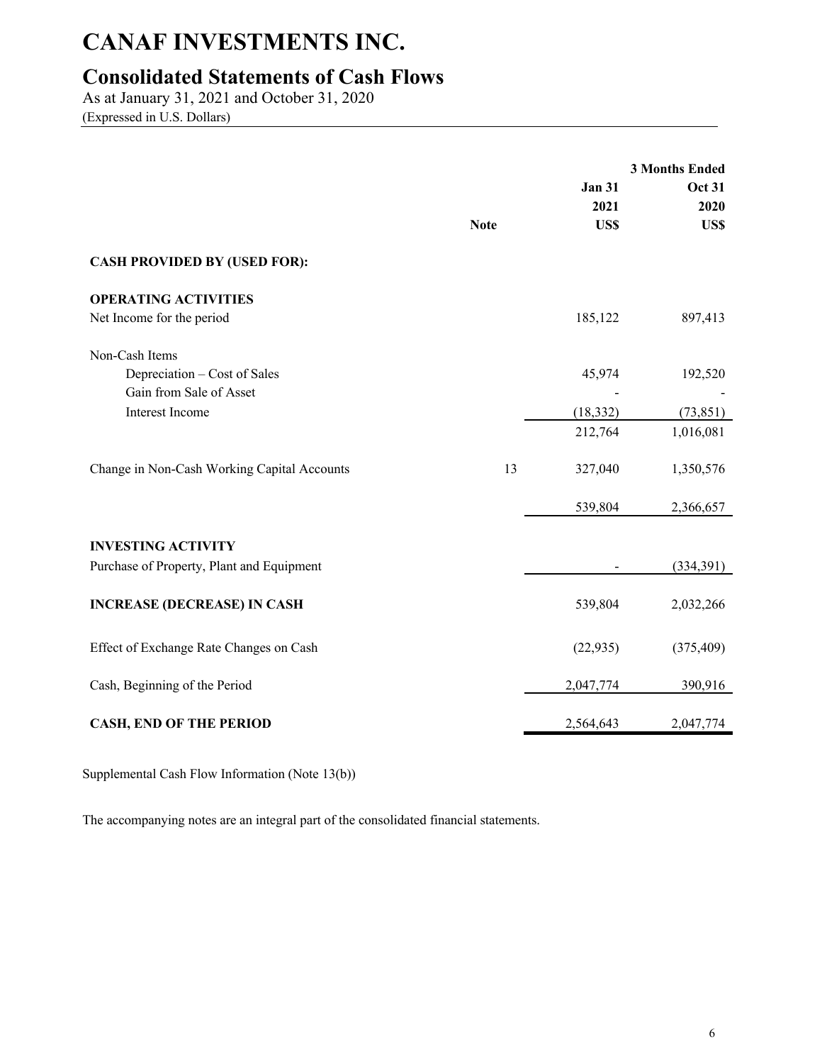# CANAF INVESTMENTS INC.

## Consolidated Statements of Cash Flows

As at January 31, 2021 and October 31, 2020
(Expressed in U.S. Dollars)

| | Note | Jan 31 2021 US$ | 3 Months Ended Oct 31 2020 US$ |
|---|---|---|---|
| **CASH PROVIDED BY (USED FOR):** | | | |
| **OPERATING ACTIVITIES** | | | |
| Net Income for the period | | 185,122 | 897,413 |
| Non-Cash Items | | | |
| Depreciation – Cost of Sales | | 45,974 | 192,520 |
| Gain from Sale of Asset | | - | - |
| Interest Income | | (18,332) | (73,851) |
| | | 212,764 | 1,016,081 |
| Change in Non-Cash Working Capital Accounts | 13 | 327,040 | 1,350,576 |
| | | 539,804 | 2,366,657 |
| **INVESTING ACTIVITY** | | | |
| Purchase of Property, Plant and Equipment | | - | (334,391) |
| **INCREASE (DECREASE) IN CASH** | | 539,804 | 2,032,266 |
| Effect of Exchange Rate Changes on Cash | | (22,935) | (375,409) |
| Cash, Beginning of the Period | | 2,047,774 | 390,916 |
| **CASH, END OF THE PERIOD** | | 2,564,643 | 2,047,774 |

Supplemental Cash Flow Information (Note 13(b))

The accompanying notes are an integral part of the consolidated financial statements.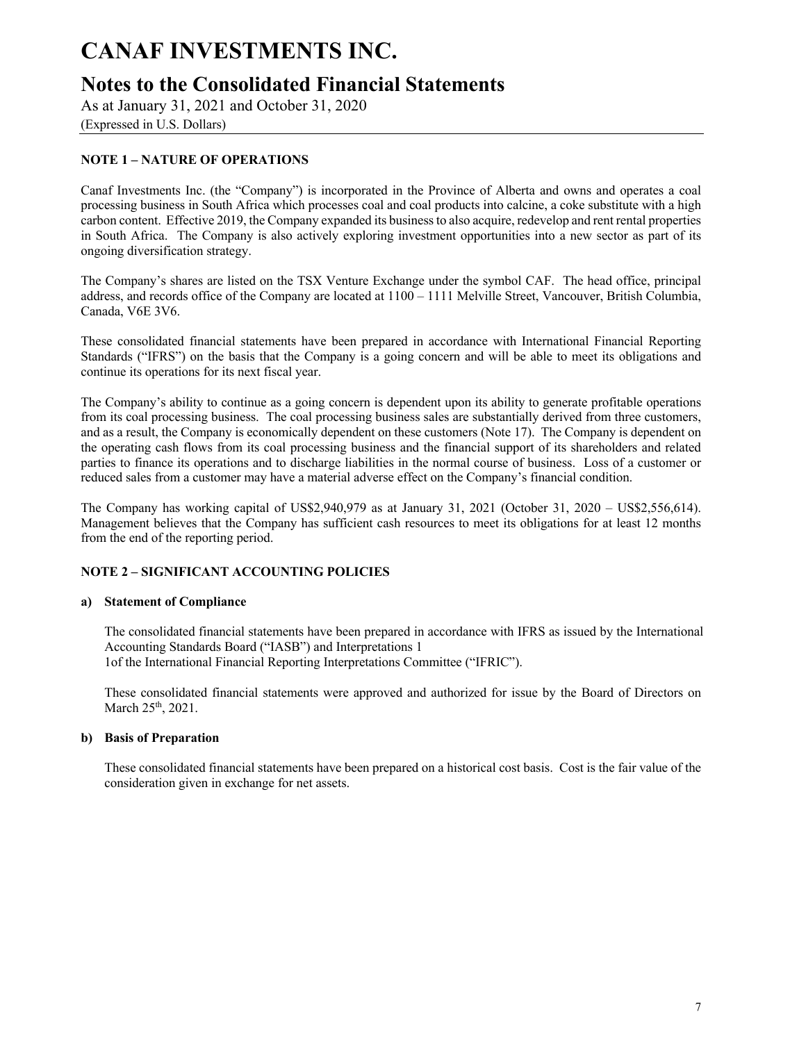# CANAF INVESTMENTS INC.

## Notes to the Consolidated Financial Statements

As at January 31, 2021 and October 31, 2020

(Expressed in U.S. Dollars)

**NOTE 1 – NATURE OF OPERATIONS**

Canaf Investments Inc. (the "Company") is incorporated in the Province of Alberta and owns and operates a coal processing business in South Africa which processes coal and coal products into calcine, a coke substitute with a high carbon content. Effective 2019, the Company expanded its business to also acquire, redevelop and rent rental properties in South Africa. The Company is also actively exploring investment opportunities into a new sector as part of its ongoing diversification strategy.

The Company's shares are listed on the TSX Venture Exchange under the symbol CAF. The head office, principal address, and records office of the Company are located at 1100 – 1111 Melville Street, Vancouver, British Columbia, Canada, V6E 3V6.

These consolidated financial statements have been prepared in accordance with International Financial Reporting Standards ("IFRS") on the basis that the Company is a going concern and will be able to meet its obligations and continue its operations for its next fiscal year.

The Company's ability to continue as a going concern is dependent upon its ability to generate profitable operations from its coal processing business. The coal processing business sales are substantially derived from three customers, and as a result, the Company is economically dependent on these customers (Note 17). The Company is dependent on the operating cash flows from its coal processing business and the financial support of its shareholders and related parties to finance its operations and to discharge liabilities in the normal course of business. Loss of a customer or reduced sales from a customer may have a material adverse effect on the Company's financial condition.

The Company has working capital of US$2,940,979 as at January 31, 2021 (October 31, 2020 – US$2,556,614). Management believes that the Company has sufficient cash resources to meet its obligations for at least 12 months from the end of the reporting period.

**NOTE 2 – SIGNIFICANT ACCOUNTING POLICIES**

**a) Statement of Compliance**

The consolidated financial statements have been prepared in accordance with IFRS as issued by the International Accounting Standards Board ("IASB") and Interpretations 1
1of the International Financial Reporting Interpretations Committee ("IFRIC").

These consolidated financial statements were approved and authorized for issue by the Board of Directors on March 25th, 2021.

**b) Basis of Preparation**

These consolidated financial statements have been prepared on a historical cost basis. Cost is the fair value of the consideration given in exchange for net assets.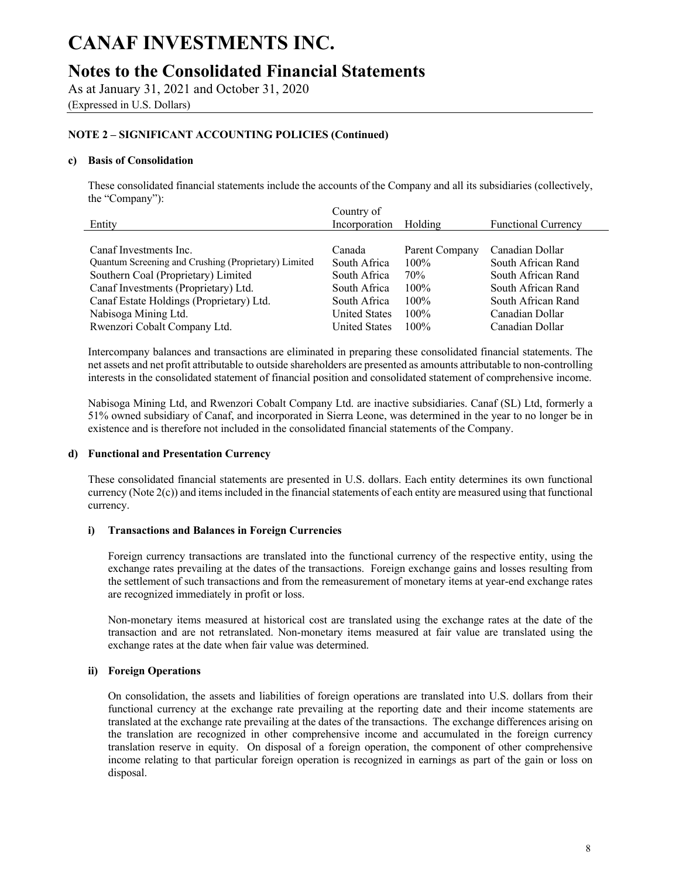# CANAF INVESTMENTS INC.

## Notes to the Consolidated Financial Statements

As at January 31, 2021 and October 31, 2020

(Expressed in U.S. Dollars)

**NOTE 2 – SIGNIFICANT ACCOUNTING POLICIES (Continued)**

**c) Basis of Consolidation**

These consolidated financial statements include the accounts of the Company and all its subsidiaries (collectively, the "Company"):

| Entity | Country of Incorporation | Holding | Functional Currency |
|---|---|---|---|
| Canaf Investments Inc. | Canada | Parent Company | Canadian Dollar |
| Quantum Screening and Crushing (Proprietary) Limited | South Africa | 100% | South African Rand |
| Southern Coal (Proprietary) Limited | South Africa | 70% | South African Rand |
| Canaf Investments (Proprietary) Ltd. | South Africa | 100% | South African Rand |
| Canaf Estate Holdings (Proprietary) Ltd. | South Africa | 100% | South African Rand |
| Nabisoga Mining Ltd. | United States | 100% | Canadian Dollar |
| Rwenzori Cobalt Company Ltd. | United States | 100% | Canadian Dollar |

Intercompany balances and transactions are eliminated in preparing these consolidated financial statements. The net assets and net profit attributable to outside shareholders are presented as amounts attributable to non-controlling interests in the consolidated statement of financial position and consolidated statement of comprehensive income.

Nabisoga Mining Ltd, and Rwenzori Cobalt Company Ltd. are inactive subsidiaries. Canaf (SL) Ltd, formerly a 51% owned subsidiary of Canaf, and incorporated in Sierra Leone, was determined in the year to no longer be in existence and is therefore not included in the consolidated financial statements of the Company.

**d) Functional and Presentation Currency**

These consolidated financial statements are presented in U.S. dollars. Each entity determines its own functional currency (Note 2(c)) and items included in the financial statements of each entity are measured using that functional currency.

**i) Transactions and Balances in Foreign Currencies**

Foreign currency transactions are translated into the functional currency of the respective entity, using the exchange rates prevailing at the dates of the transactions. Foreign exchange gains and losses resulting from the settlement of such transactions and from the remeasurement of monetary items at year-end exchange rates are recognized immediately in profit or loss.

Non-monetary items measured at historical cost are translated using the exchange rates at the date of the transaction and are not retranslated. Non-monetary items measured at fair value are translated using the exchange rates at the date when fair value was determined.

**ii) Foreign Operations**

On consolidation, the assets and liabilities of foreign operations are translated into U.S. dollars from their functional currency at the exchange rate prevailing at the reporting date and their income statements are translated at the exchange rate prevailing at the dates of the transactions. The exchange differences arising on the translation are recognized in other comprehensive income and accumulated in the foreign currency translation reserve in equity. On disposal of a foreign operation, the component of other comprehensive income relating to that particular foreign operation is recognized in earnings as part of the gain or loss on disposal.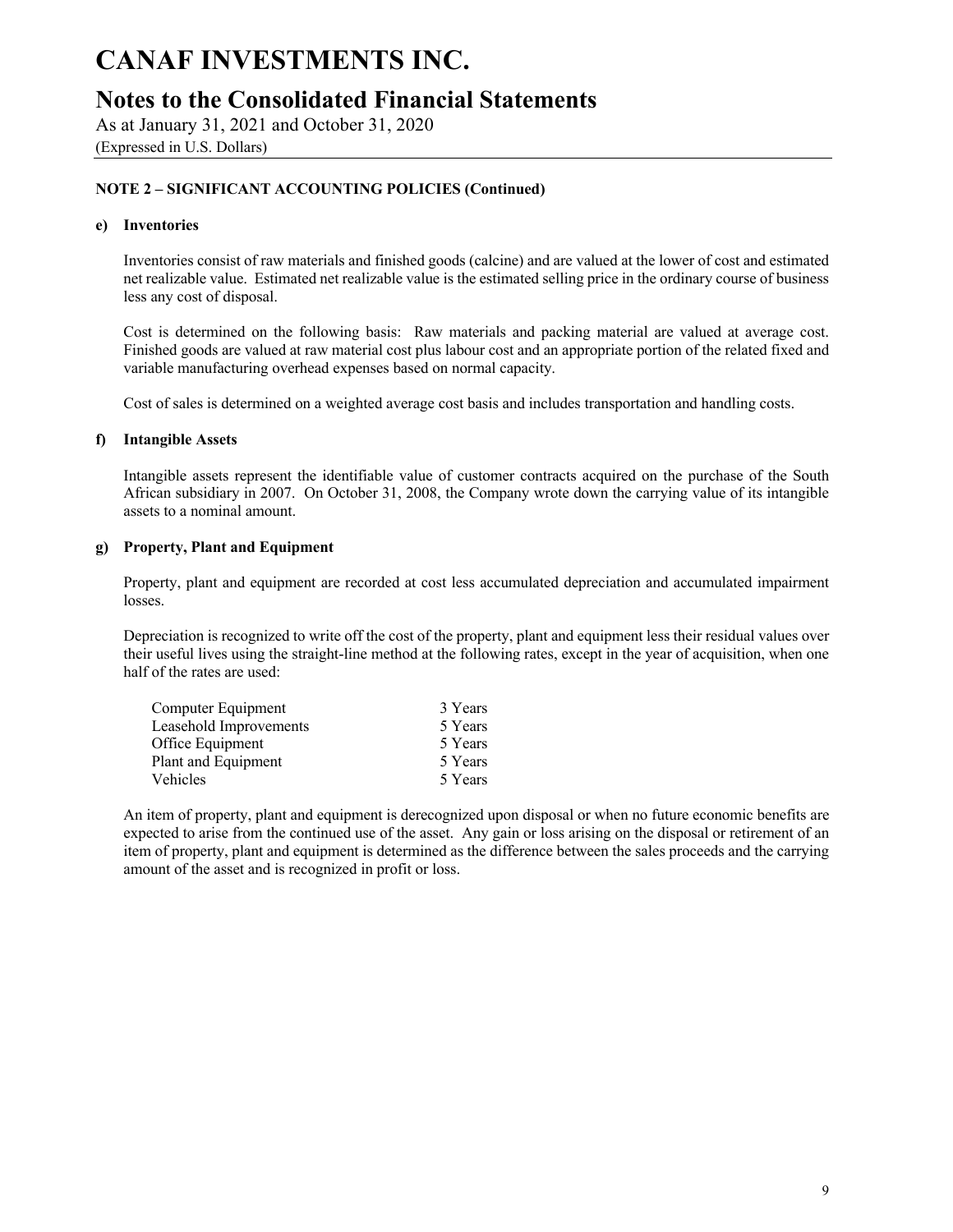# CANAF INVESTMENTS INC.

## Notes to the Consolidated Financial Statements

As at January 31, 2021 and October 31, 2020

(Expressed in U.S. Dollars)

**NOTE 2 – SIGNIFICANT ACCOUNTING POLICIES (Continued)**

**e) Inventories**

Inventories consist of raw materials and finished goods (calcine) and are valued at the lower of cost and estimated net realizable value. Estimated net realizable value is the estimated selling price in the ordinary course of business less any cost of disposal.

Cost is determined on the following basis: Raw materials and packing material are valued at average cost. Finished goods are valued at raw material cost plus labour cost and an appropriate portion of the related fixed and variable manufacturing overhead expenses based on normal capacity.

Cost of sales is determined on a weighted average cost basis and includes transportation and handling costs.

**f) Intangible Assets**

Intangible assets represent the identifiable value of customer contracts acquired on the purchase of the South African subsidiary in 2007. On October 31, 2008, the Company wrote down the carrying value of its intangible assets to a nominal amount.

**g) Property, Plant and Equipment**

Property, plant and equipment are recorded at cost less accumulated depreciation and accumulated impairment losses.

Depreciation is recognized to write off the cost of the property, plant and equipment less their residual values over their useful lives using the straight-line method at the following rates, except in the year of acquisition, when one half of the rates are used:

| | |
|---|---|
| Computer Equipment | 3 Years |
| Leasehold Improvements | 5 Years |
| Office Equipment | 5 Years |
| Plant and Equipment | 5 Years |
| Vehicles | 5 Years |

An item of property, plant and equipment is derecognized upon disposal or when no future economic benefits are expected to arise from the continued use of the asset. Any gain or loss arising on the disposal or retirement of an item of property, plant and equipment is determined as the difference between the sales proceeds and the carrying amount of the asset and is recognized in profit or loss.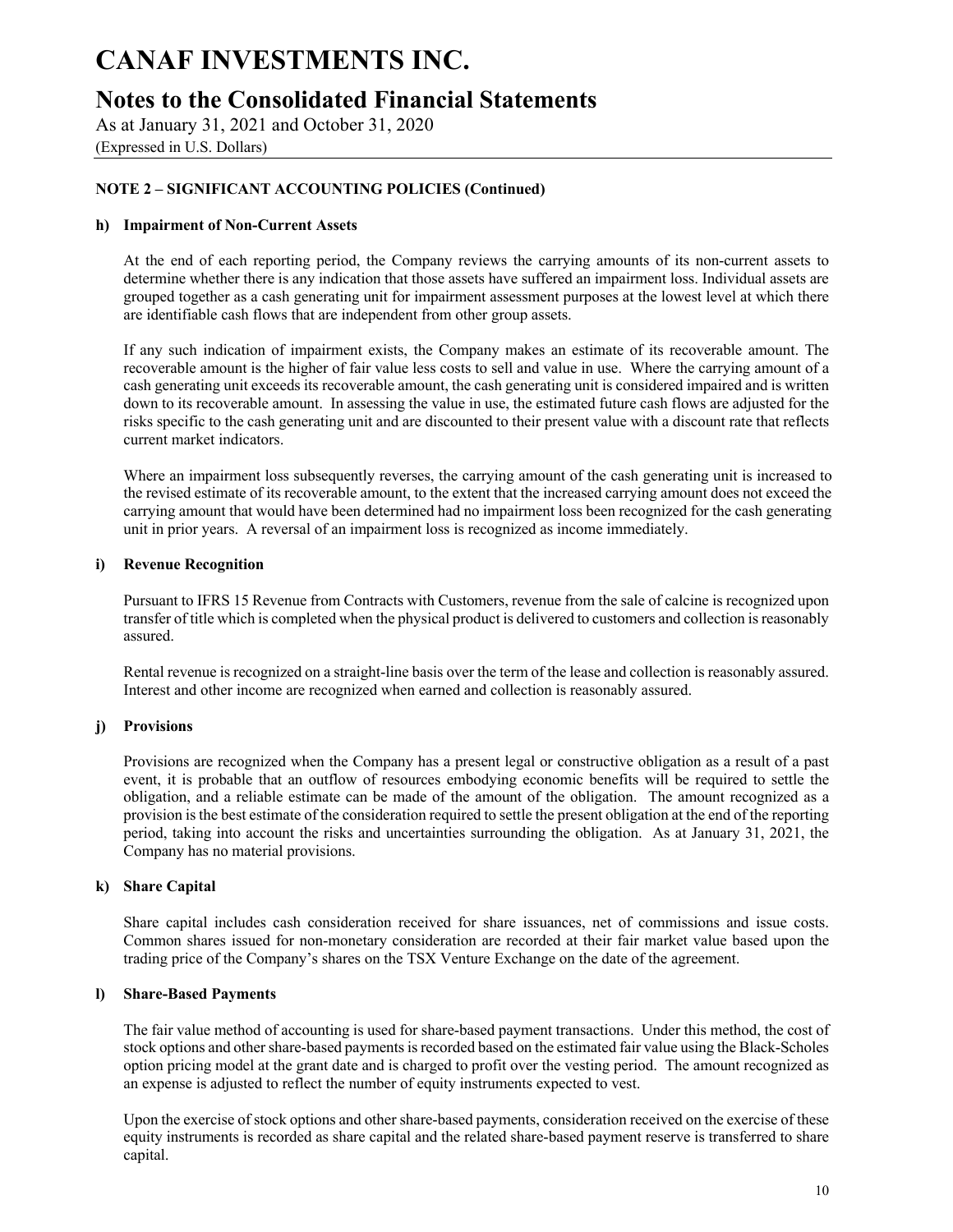# CANAF INVESTMENTS INC.

## Notes to the Consolidated Financial Statements

As at January 31, 2021 and October 31, 2020

(Expressed in U.S. Dollars)

**NOTE 2 – SIGNIFICANT ACCOUNTING POLICIES (Continued)**

**h) Impairment of Non-Current Assets**

At the end of each reporting period, the Company reviews the carrying amounts of its non-current assets to determine whether there is any indication that those assets have suffered an impairment loss. Individual assets are grouped together as a cash generating unit for impairment assessment purposes at the lowest level at which there are identifiable cash flows that are independent from other group assets.

If any such indication of impairment exists, the Company makes an estimate of its recoverable amount. The recoverable amount is the higher of fair value less costs to sell and value in use. Where the carrying amount of a cash generating unit exceeds its recoverable amount, the cash generating unit is considered impaired and is written down to its recoverable amount. In assessing the value in use, the estimated future cash flows are adjusted for the risks specific to the cash generating unit and are discounted to their present value with a discount rate that reflects current market indicators.

Where an impairment loss subsequently reverses, the carrying amount of the cash generating unit is increased to the revised estimate of its recoverable amount, to the extent that the increased carrying amount does not exceed the carrying amount that would have been determined had no impairment loss been recognized for the cash generating unit in prior years. A reversal of an impairment loss is recognized as income immediately.

**i) Revenue Recognition**

Pursuant to IFRS 15 Revenue from Contracts with Customers, revenue from the sale of calcine is recognized upon transfer of title which is completed when the physical product is delivered to customers and collection is reasonably assured.

Rental revenue is recognized on a straight-line basis over the term of the lease and collection is reasonably assured. Interest and other income are recognized when earned and collection is reasonably assured.

**j) Provisions**

Provisions are recognized when the Company has a present legal or constructive obligation as a result of a past event, it is probable that an outflow of resources embodying economic benefits will be required to settle the obligation, and a reliable estimate can be made of the amount of the obligation. The amount recognized as a provision is the best estimate of the consideration required to settle the present obligation at the end of the reporting period, taking into account the risks and uncertainties surrounding the obligation. As at January 31, 2021, the Company has no material provisions.

**k) Share Capital**

Share capital includes cash consideration received for share issuances, net of commissions and issue costs. Common shares issued for non-monetary consideration are recorded at their fair market value based upon the trading price of the Company's shares on the TSX Venture Exchange on the date of the agreement.

**l) Share-Based Payments**

The fair value method of accounting is used for share-based payment transactions. Under this method, the cost of stock options and other share-based payments is recorded based on the estimated fair value using the Black-Scholes option pricing model at the grant date and is charged to profit over the vesting period. The amount recognized as an expense is adjusted to reflect the number of equity instruments expected to vest.

Upon the exercise of stock options and other share-based payments, consideration received on the exercise of these equity instruments is recorded as share capital and the related share-based payment reserve is transferred to share capital.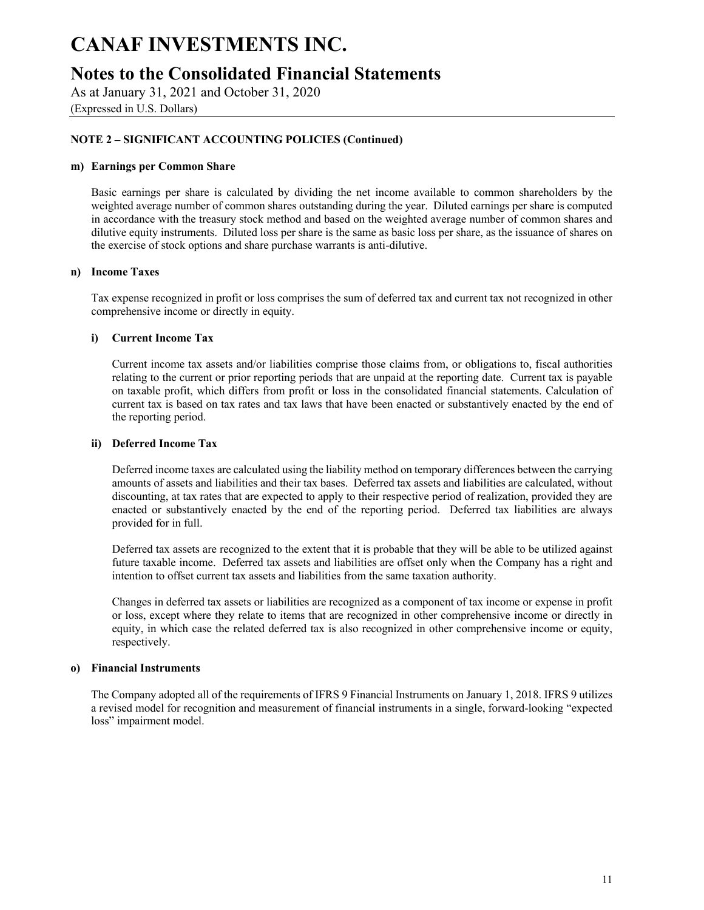# CANAF INVESTMENTS INC.

## Notes to the Consolidated Financial Statements

As at January 31, 2021 and October 31, 2020

(Expressed in U.S. Dollars)

**NOTE 2 – SIGNIFICANT ACCOUNTING POLICIES (Continued)**

**m) Earnings per Common Share**

Basic earnings per share is calculated by dividing the net income available to common shareholders by the weighted average number of common shares outstanding during the year. Diluted earnings per share is computed in accordance with the treasury stock method and based on the weighted average number of common shares and dilutive equity instruments. Diluted loss per share is the same as basic loss per share, as the issuance of shares on the exercise of stock options and share purchase warrants is anti-dilutive.

**n) Income Taxes**

Tax expense recognized in profit or loss comprises the sum of deferred tax and current tax not recognized in other comprehensive income or directly in equity.

**i) Current Income Tax**

Current income tax assets and/or liabilities comprise those claims from, or obligations to, fiscal authorities relating to the current or prior reporting periods that are unpaid at the reporting date. Current tax is payable on taxable profit, which differs from profit or loss in the consolidated financial statements. Calculation of current tax is based on tax rates and tax laws that have been enacted or substantively enacted by the end of the reporting period.

**ii) Deferred Income Tax**

Deferred income taxes are calculated using the liability method on temporary differences between the carrying amounts of assets and liabilities and their tax bases. Deferred tax assets and liabilities are calculated, without discounting, at tax rates that are expected to apply to their respective period of realization, provided they are enacted or substantively enacted by the end of the reporting period. Deferred tax liabilities are always provided for in full.

Deferred tax assets are recognized to the extent that it is probable that they will be able to be utilized against future taxable income. Deferred tax assets and liabilities are offset only when the Company has a right and intention to offset current tax assets and liabilities from the same taxation authority.

Changes in deferred tax assets or liabilities are recognized as a component of tax income or expense in profit or loss, except where they relate to items that are recognized in other comprehensive income or directly in equity, in which case the related deferred tax is also recognized in other comprehensive income or equity, respectively.

**o) Financial Instruments**

The Company adopted all of the requirements of IFRS 9 Financial Instruments on January 1, 2018. IFRS 9 utilizes a revised model for recognition and measurement of financial instruments in a single, forward-looking "expected loss" impairment model.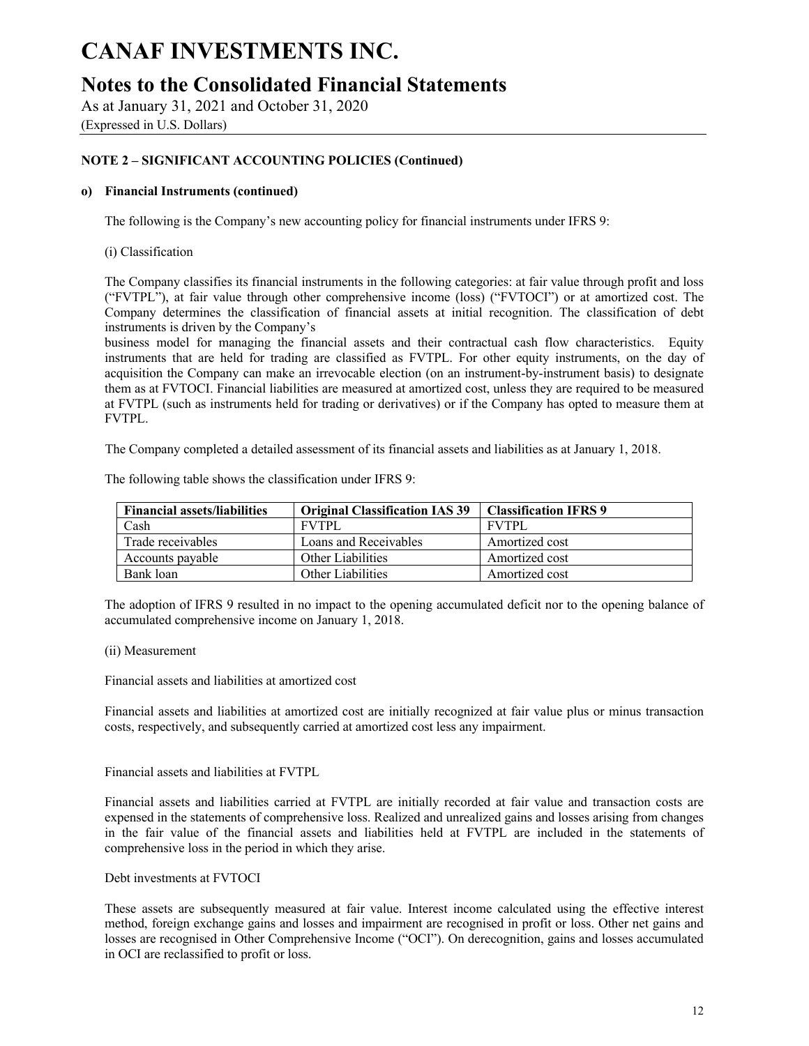# CANAF INVESTMENTS INC.

## Notes to the Consolidated Financial Statements

As at January 31, 2021 and October 31, 2020
(Expressed in U.S. Dollars)

### NOTE 2 – SIGNIFICANT ACCOUNTING POLICIES (Continued)

#### o) Financial Instruments (continued)

The following is the Company's new accounting policy for financial instruments under IFRS 9:

(i) Classification

The Company classifies its financial instruments in the following categories: at fair value through profit and loss ("FVTPL"), at fair value through other comprehensive income (loss) ("FVTOCI") or at amortized cost. The Company determines the classification of financial assets at initial recognition. The classification of debt instruments is driven by the Company's
business model for managing the financial assets and their contractual cash flow characteristics. Equity instruments that are held for trading are classified as FVTPL. For other equity instruments, on the day of acquisition the Company can make an irrevocable election (on an instrument-by-instrument basis) to designate them as at FVTOCI. Financial liabilities are measured at amortized cost, unless they are required to be measured at FVTPL (such as instruments held for trading or derivatives) or if the Company has opted to measure them at FVTPL.

The Company completed a detailed assessment of its financial assets and liabilities as at January 1, 2018.

The following table shows the classification under IFRS 9:

| Financial assets/liabilities | Original Classification IAS 39 | Classification IFRS 9 |
|---|---|---|
| Cash | FVTPL | FVTPL |
| Trade receivables | Loans and Receivables | Amortized cost |
| Accounts payable | Other Liabilities | Amortized cost |
| Bank loan | Other Liabilities | Amortized cost |

The adoption of IFRS 9 resulted in no impact to the opening accumulated deficit nor to the opening balance of accumulated comprehensive income on January 1, 2018.

(ii) Measurement

Financial assets and liabilities at amortized cost

Financial assets and liabilities at amortized cost are initially recognized at fair value plus or minus transaction costs, respectively, and subsequently carried at amortized cost less any impairment.

Financial assets and liabilities at FVTPL

Financial assets and liabilities carried at FVTPL are initially recorded at fair value and transaction costs are expensed in the statements of comprehensive loss. Realized and unrealized gains and losses arising from changes in the fair value of the financial assets and liabilities held at FVTPL are included in the statements of comprehensive loss in the period in which they arise.

Debt investments at FVTOCI

These assets are subsequently measured at fair value. Interest income calculated using the effective interest method, foreign exchange gains and losses and impairment are recognised in profit or loss. Other net gains and losses are recognised in Other Comprehensive Income ("OCI"). On derecognition, gains and losses accumulated in OCI are reclassified to profit or loss.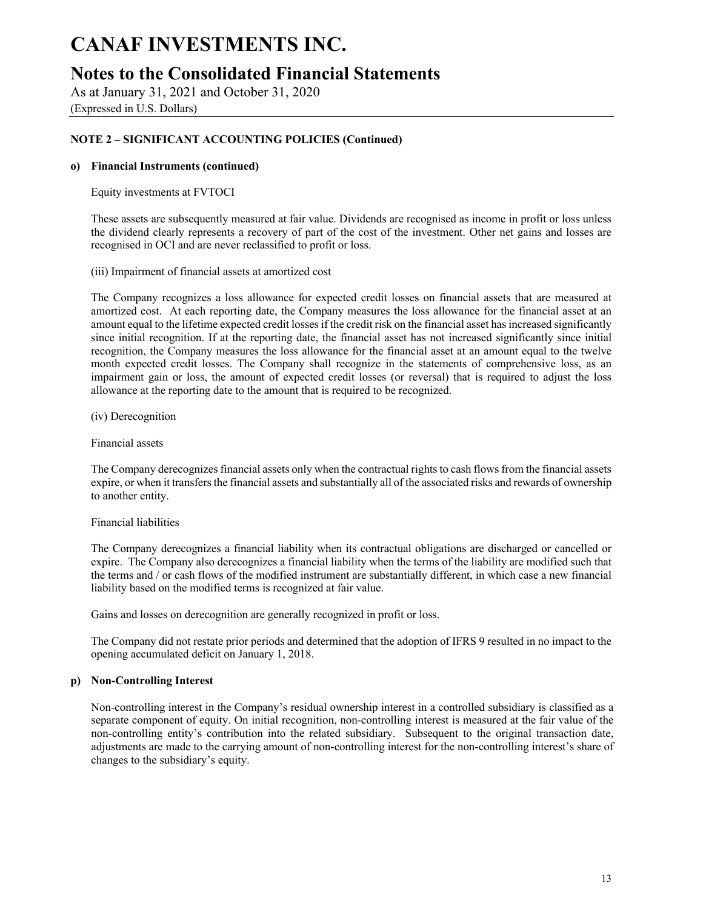# CANAF INVESTMENTS INC.

## Notes to the Consolidated Financial Statements

As at January 31, 2021 and October 31, 2020

(Expressed in U.S. Dollars)

### NOTE 2 – SIGNIFICANT ACCOUNTING POLICIES (Continued)

#### o) Financial Instruments (continued)

Equity investments at FVTOCI

These assets are subsequently measured at fair value. Dividends are recognised as income in profit or loss unless the dividend clearly represents a recovery of part of the cost of the investment. Other net gains and losses are recognised in OCI and are never reclassified to profit or loss.

(iii) Impairment of financial assets at amortized cost

The Company recognizes a loss allowance for expected credit losses on financial assets that are measured at amortized cost. At each reporting date, the Company measures the loss allowance for the financial asset at an amount equal to the lifetime expected credit losses if the credit risk on the financial asset has increased significantly since initial recognition. If at the reporting date, the financial asset has not increased significantly since initial recognition, the Company measures the loss allowance for the financial asset at an amount equal to the twelve month expected credit losses. The Company shall recognize in the statements of comprehensive loss, as an impairment gain or loss, the amount of expected credit losses (or reversal) that is required to adjust the loss allowance at the reporting date to the amount that is required to be recognized.

(iv) Derecognition

Financial assets

The Company derecognizes financial assets only when the contractual rights to cash flows from the financial assets expire, or when it transfers the financial assets and substantially all of the associated risks and rewards of ownership to another entity.

Financial liabilities

The Company derecognizes a financial liability when its contractual obligations are discharged or cancelled or expire. The Company also derecognizes a financial liability when the terms of the liability are modified such that the terms and / or cash flows of the modified instrument are substantially different, in which case a new financial liability based on the modified terms is recognized at fair value.

Gains and losses on derecognition are generally recognized in profit or loss.

The Company did not restate prior periods and determined that the adoption of IFRS 9 resulted in no impact to the opening accumulated deficit on January 1, 2018.

#### p) Non-Controlling Interest

Non-controlling interest in the Company's residual ownership interest in a controlled subsidiary is classified as a separate component of equity. On initial recognition, non-controlling interest is measured at the fair value of the non-controlling entity's contribution into the related subsidiary. Subsequent to the original transaction date, adjustments are made to the carrying amount of non-controlling interest for the non-controlling interest's share of changes to the subsidiary's equity.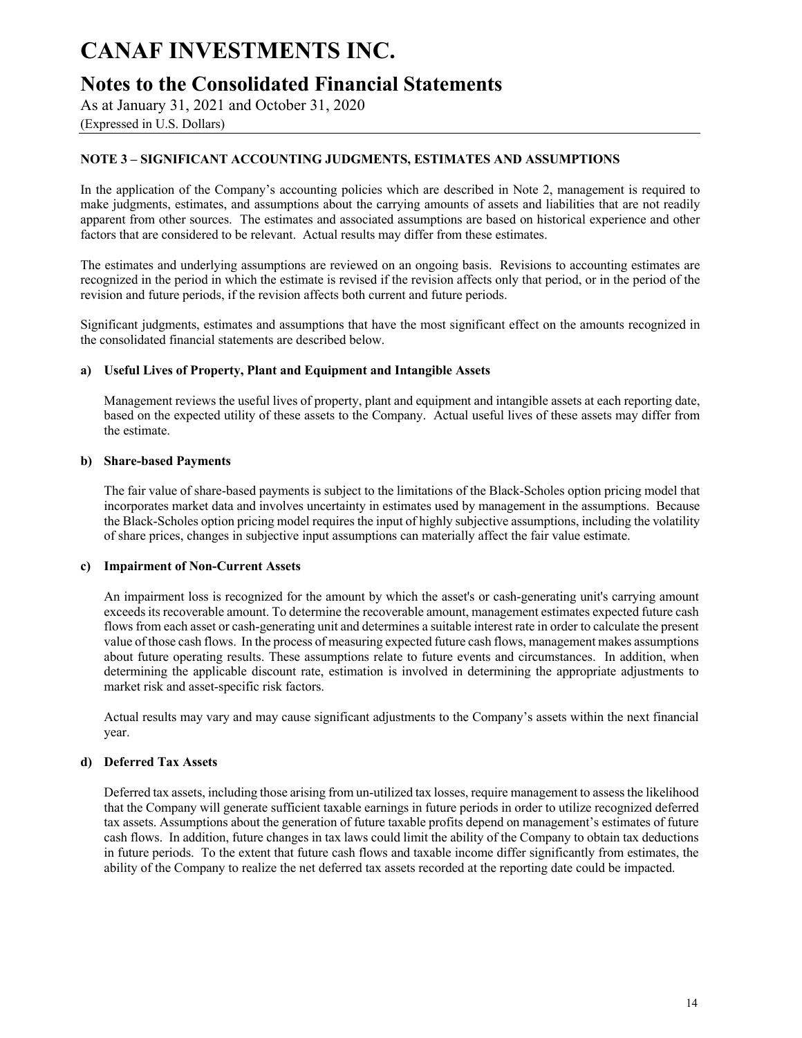# CANAF INVESTMENTS INC.

## Notes to the Consolidated Financial Statements

As at January 31, 2021 and October 31, 2020

(Expressed in U.S. Dollars)

### NOTE 3 – SIGNIFICANT ACCOUNTING JUDGMENTS, ESTIMATES AND ASSUMPTIONS

In the application of the Company's accounting policies which are described in Note 2, management is required to make judgments, estimates, and assumptions about the carrying amounts of assets and liabilities that are not readily apparent from other sources. The estimates and associated assumptions are based on historical experience and other factors that are considered to be relevant. Actual results may differ from these estimates.

The estimates and underlying assumptions are reviewed on an ongoing basis. Revisions to accounting estimates are recognized in the period in which the estimate is revised if the revision affects only that period, or in the period of the revision and future periods, if the revision affects both current and future periods.

Significant judgments, estimates and assumptions that have the most significant effect on the amounts recognized in the consolidated financial statements are described below.

**a) Useful Lives of Property, Plant and Equipment and Intangible Assets**

Management reviews the useful lives of property, plant and equipment and intangible assets at each reporting date, based on the expected utility of these assets to the Company. Actual useful lives of these assets may differ from the estimate.

**b) Share-based Payments**

The fair value of share-based payments is subject to the limitations of the Black-Scholes option pricing model that incorporates market data and involves uncertainty in estimates used by management in the assumptions. Because the Black-Scholes option pricing model requires the input of highly subjective assumptions, including the volatility of share prices, changes in subjective input assumptions can materially affect the fair value estimate.

**c) Impairment of Non-Current Assets**

An impairment loss is recognized for the amount by which the asset's or cash-generating unit's carrying amount exceeds its recoverable amount. To determine the recoverable amount, management estimates expected future cash flows from each asset or cash-generating unit and determines a suitable interest rate in order to calculate the present value of those cash flows. In the process of measuring expected future cash flows, management makes assumptions about future operating results. These assumptions relate to future events and circumstances. In addition, when determining the applicable discount rate, estimation is involved in determining the appropriate adjustments to market risk and asset-specific risk factors.

Actual results may vary and may cause significant adjustments to the Company's assets within the next financial year.

**d) Deferred Tax Assets**

Deferred tax assets, including those arising from un-utilized tax losses, require management to assess the likelihood that the Company will generate sufficient taxable earnings in future periods in order to utilize recognized deferred tax assets. Assumptions about the generation of future taxable profits depend on management's estimates of future cash flows. In addition, future changes in tax laws could limit the ability of the Company to obtain tax deductions in future periods. To the extent that future cash flows and taxable income differ significantly from estimates, the ability of the Company to realize the net deferred tax assets recorded at the reporting date could be impacted.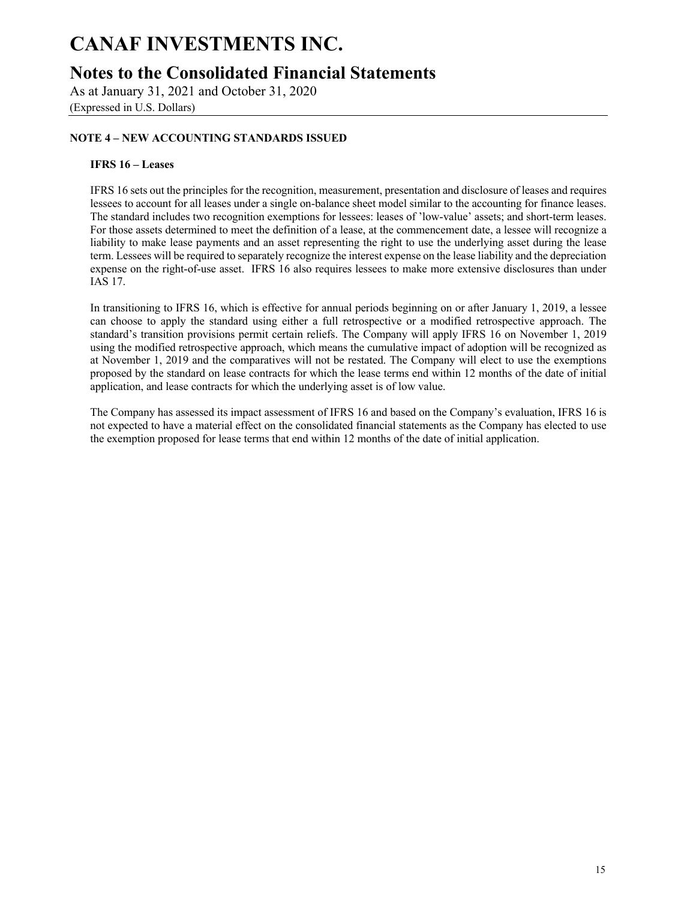# CANAF INVESTMENTS INC.

## Notes to the Consolidated Financial Statements

As at January 31, 2021 and October 31, 2020
(Expressed in U.S. Dollars)

### NOTE 4 – NEW ACCOUNTING STANDARDS ISSUED

**IFRS 16 – Leases**

IFRS 16 sets out the principles for the recognition, measurement, presentation and disclosure of leases and requires lessees to account for all leases under a single on-balance sheet model similar to the accounting for finance leases. The standard includes two recognition exemptions for lessees: leases of 'low-value' assets; and short-term leases. For those assets determined to meet the definition of a lease, at the commencement date, a lessee will recognize a liability to make lease payments and an asset representing the right to use the underlying asset during the lease term. Lessees will be required to separately recognize the interest expense on the lease liability and the depreciation expense on the right-of-use asset. IFRS 16 also requires lessees to make more extensive disclosures than under IAS 17.

In transitioning to IFRS 16, which is effective for annual periods beginning on or after January 1, 2019, a lessee can choose to apply the standard using either a full retrospective or a modified retrospective approach. The standard's transition provisions permit certain reliefs. The Company will apply IFRS 16 on November 1, 2019 using the modified retrospective approach, which means the cumulative impact of adoption will be recognized as at November 1, 2019 and the comparatives will not be restated. The Company will elect to use the exemptions proposed by the standard on lease contracts for which the lease terms end within 12 months of the date of initial application, and lease contracts for which the underlying asset is of low value.

The Company has assessed its impact assessment of IFRS 16 and based on the Company's evaluation, IFRS 16 is not expected to have a material effect on the consolidated financial statements as the Company has elected to use the exemption proposed for lease terms that end within 12 months of the date of initial application.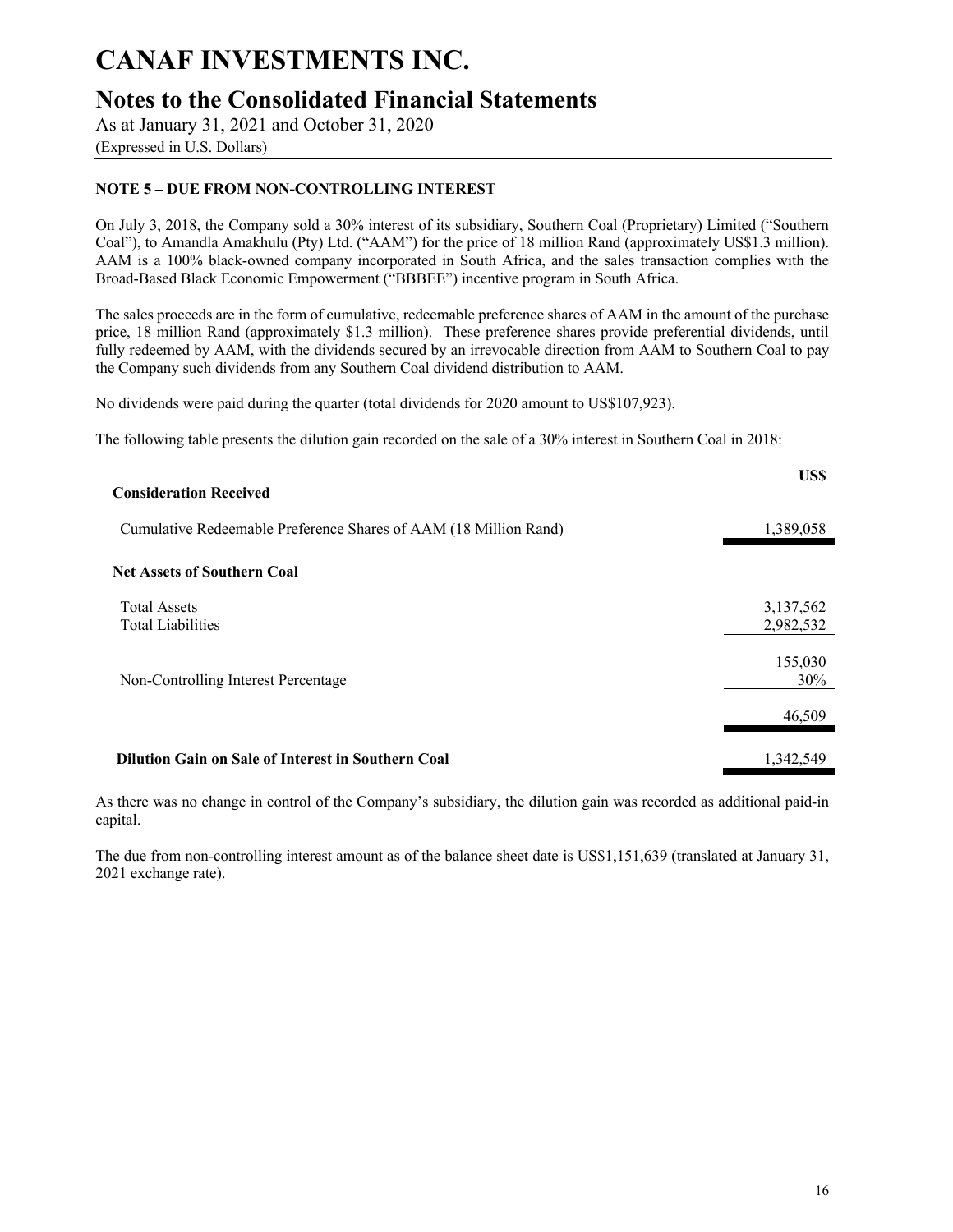# CANAF INVESTMENTS INC.

## Notes to the Consolidated Financial Statements

As at January 31, 2021 and October 31, 2020

(Expressed in U.S. Dollars)

### NOTE 5 – DUE FROM NON-CONTROLLING INTEREST

On July 3, 2018, the Company sold a 30% interest of its subsidiary, Southern Coal (Proprietary) Limited ("Southern Coal"), to Amandla Amakhulu (Pty) Ltd. ("AAM") for the price of 18 million Rand (approximately US$1.3 million). AAM is a 100% black-owned company incorporated in South Africa, and the sales transaction complies with the Broad-Based Black Economic Empowerment ("BBBEE") incentive program in South Africa.

The sales proceeds are in the form of cumulative, redeemable preference shares of AAM in the amount of the purchase price, 18 million Rand (approximately $1.3 million). These preference shares provide preferential dividends, until fully redeemed by AAM, with the dividends secured by an irrevocable direction from AAM to Southern Coal to pay the Company such dividends from any Southern Coal dividend distribution to AAM.

No dividends were paid during the quarter (total dividends for 2020 amount to US$107,923).

The following table presents the dilution gain recorded on the sale of a 30% interest in Southern Coal in 2018:

| | US$ |
|---|---|
| **Consideration Received** | |
| Cumulative Redeemable Preference Shares of AAM (18 Million Rand) | 1,389,058 |
| **Net Assets of Southern Coal** | |
| Total Assets | 3,137,562 |
| Total Liabilities | 2,982,532 |
| | 155,030 |
| Non-Controlling Interest Percentage | 30% |
| | 46,509 |
| **Dilution Gain on Sale of Interest in Southern Coal** | 1,342,549 |

As there was no change in control of the Company's subsidiary, the dilution gain was recorded as additional paid-in capital.

The due from non-controlling interest amount as of the balance sheet date is US$1,151,639 (translated at January 31, 2021 exchange rate).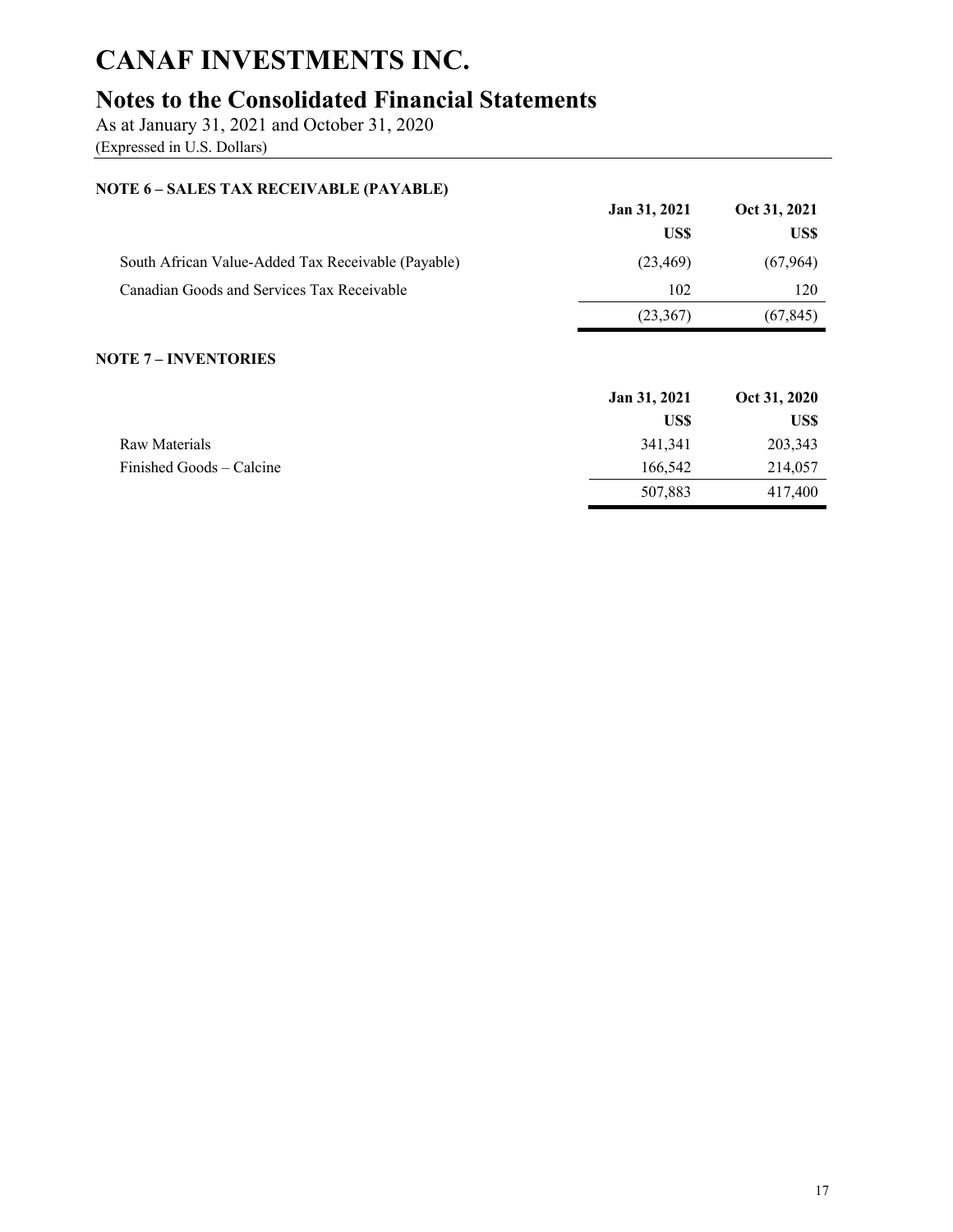# CANAF INVESTMENTS INC.

## Notes to the Consolidated Financial Statements

As at January 31, 2021 and October 31, 2020
(Expressed in U.S. Dollars)

**NOTE 6 – SALES TAX RECEIVABLE (PAYABLE)**

| | Jan 31, 2021 | Oct 31, 2021 |
|---|---|---|
| | US$ | US$ |
| South African Value-Added Tax Receivable (Payable) | (23,469) | (67,964) |
| Canadian Goods and Services Tax Receivable | 102 | 120 |
| | (23,367) | (67,845) |

**NOTE 7 – INVENTORIES**

| | Jan 31, 2021 | Oct 31, 2020 |
|---|---|---|
| | US$ | US$ |
| Raw Materials | 341,341 | 203,343 |
| Finished Goods – Calcine | 166,542 | 214,057 |
| | 507,883 | 417,400 |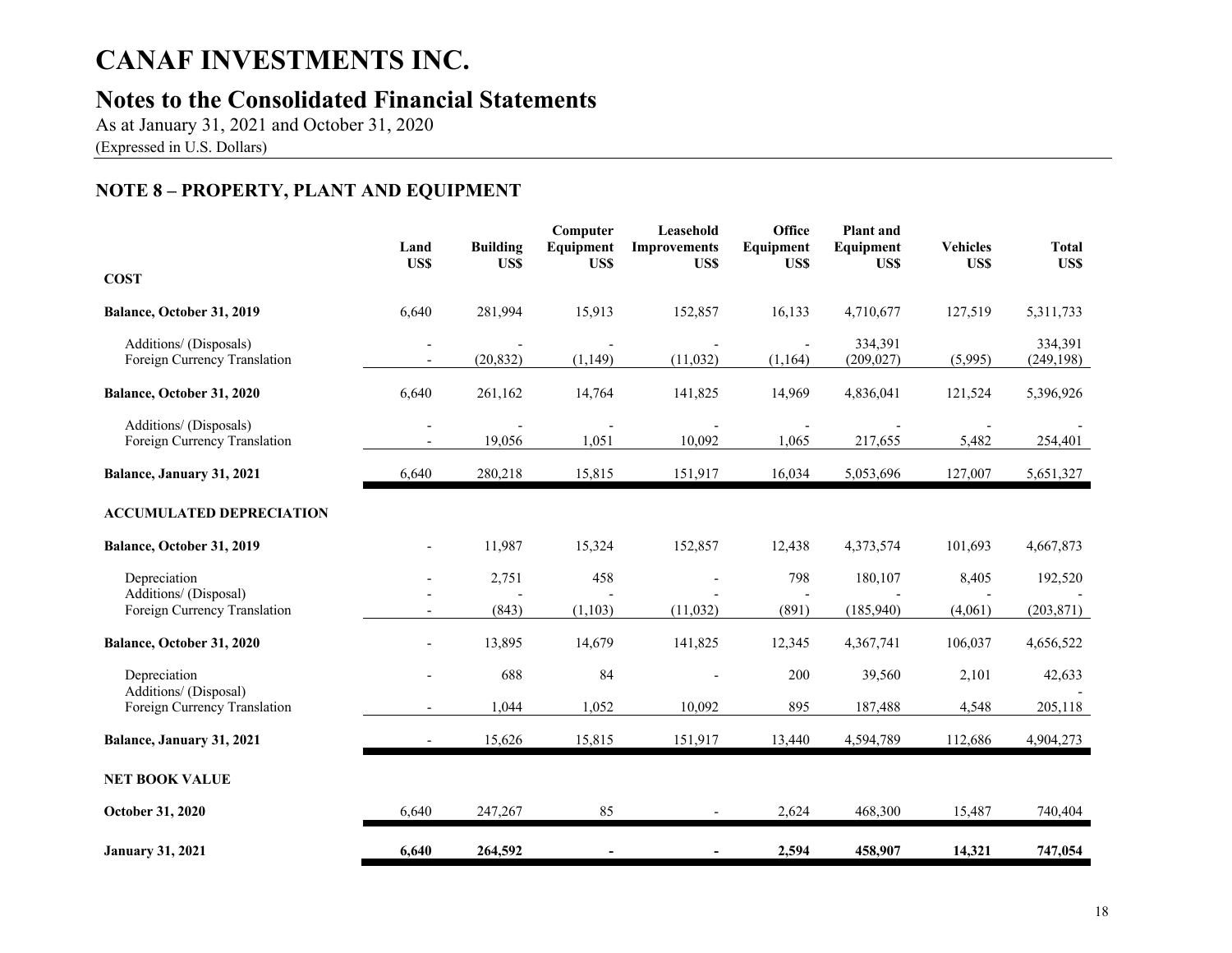# CANAF INVESTMENTS INC.

## Notes to the Consolidated Financial Statements

As at January 31, 2021 and October 31, 2020

(Expressed in U.S. Dollars)

### NOTE 8 – PROPERTY, PLANT AND EQUIPMENT

| | Land US$ | Building US$ | Computer Equipment US$ | Leasehold Improvements US$ | Office Equipment US$ | Plant and Equipment US$ | Vehicles US$ | Total US$ |
|---|---|---|---|---|---|---|---|---|
| **COST** | | | | | | | | |
| **Balance, October 31, 2019** | 6,640 | 281,994 | 15,913 | 152,857 | 16,133 | 4,710,677 | 127,519 | 5,311,733 |
| Additions/ (Disposals) | - | - | - | - | - | 334,391 | | 334,391 |
| Foreign Currency Translation | - | (20,832) | (1,149) | (11,032) | (1,164) | (209,027) | (5,995) | (249,198) |
| **Balance, October 31, 2020** | 6,640 | 261,162 | 14,764 | 141,825 | 14,969 | 4,836,041 | 121,524 | 5,396,926 |
| Additions/ (Disposals) | - | - | - | - | - | - | - | - |
| Foreign Currency Translation | - | 19,056 | 1,051 | 10,092 | 1,065 | 217,655 | 5,482 | 254,401 |
| **Balance, January 31, 2021** | 6,640 | 280,218 | 15,815 | 151,917 | 16,034 | 5,053,696 | 127,007 | 5,651,327 |
| **ACCUMULATED DEPRECIATION** | | | | | | | | |
| **Balance, October 31, 2019** | - | 11,987 | 15,324 | 152,857 | 12,438 | 4,373,574 | 101,693 | 4,667,873 |
| Depreciation | - | 2,751 | 458 | - | 798 | 180,107 | 8,405 | 192,520 |
| Additions/ (Disposal) | - | - | - | - | - | - | - | - |
| Foreign Currency Translation | - | (843) | (1,103) | (11,032) | (891) | (185,940) | (4,061) | (203,871) |
| **Balance, October 31, 2020** | - | 13,895 | 14,679 | 141,825 | 12,345 | 4,367,741 | 106,037 | 4,656,522 |
| Depreciation | - | 688 | 84 | - | 200 | 39,560 | 2,101 | 42,633 |
| Additions/ (Disposal) | | | | | | | | - |
| Foreign Currency Translation | - | 1,044 | 1,052 | 10,092 | 895 | 187,488 | 4,548 | 205,118 |
| **Balance, January 31, 2021** | - | 15,626 | 15,815 | 151,917 | 13,440 | 4,594,789 | 112,686 | 4,904,273 |
| **NET BOOK VALUE** | | | | | | | | |
| **October 31, 2020** | 6,640 | 247,267 | 85 | - | 2,624 | 468,300 | 15,487 | 740,404 |
| **January 31, 2021** | **6,640** | **264,592** | **-** | **-** | **2,594** | **458,907** | **14,321** | **747,054** |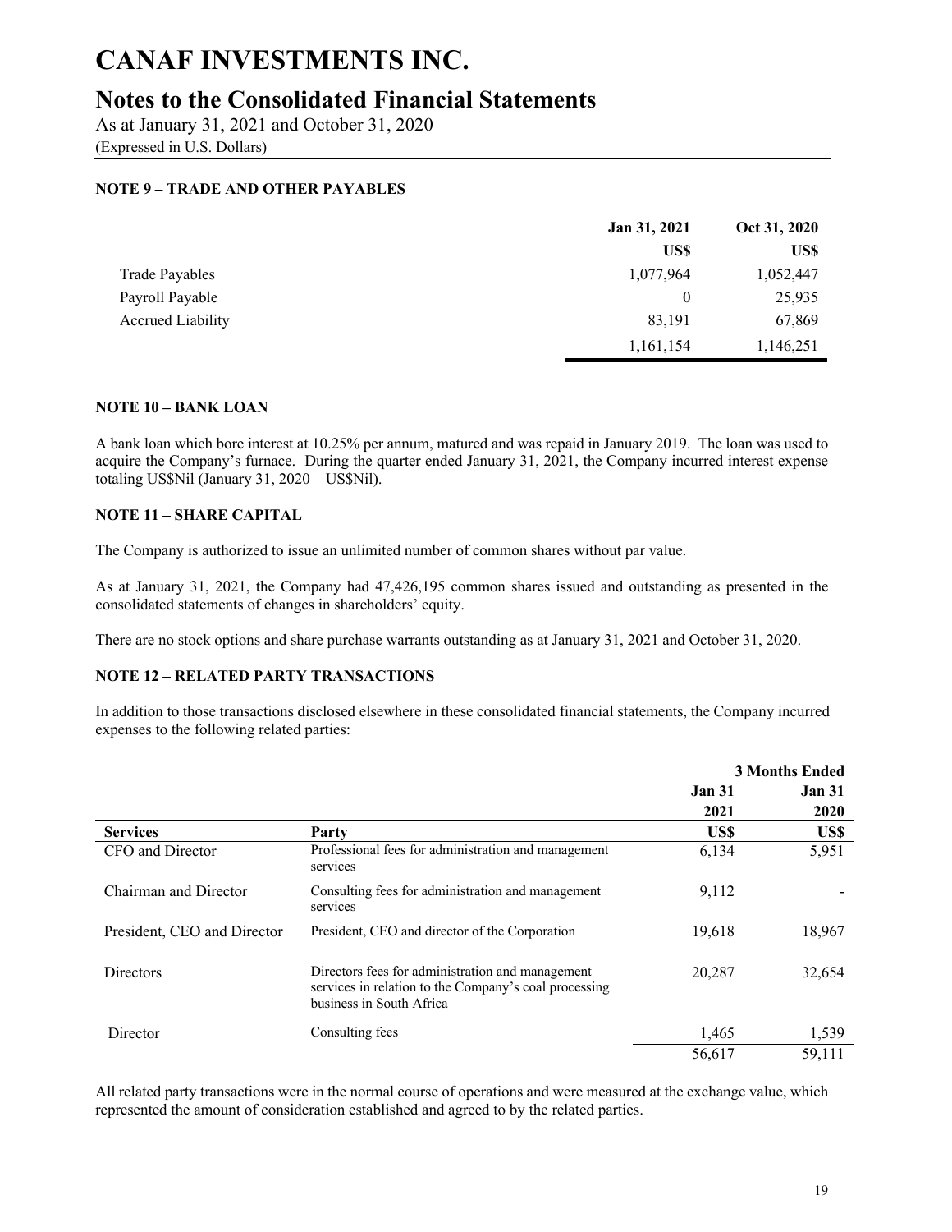# CANAF INVESTMENTS INC.

## Notes to the Consolidated Financial Statements

As at January 31, 2021 and October 31, 2020
(Expressed in U.S. Dollars)

### NOTE 9 – TRADE AND OTHER PAYABLES

| | Jan 31, 2021 | Oct 31, 2020 |
|---|---|---|
| | US$ | US$ |
| Trade Payables | 1,077,964 | 1,052,447 |
| Payroll Payable | 0 | 25,935 |
| Accrued Liability | 83,191 | 67,869 |
| | 1,161,154 | 1,146,251 |

### NOTE 10 – BANK LOAN

A bank loan which bore interest at 10.25% per annum, matured and was repaid in January 2019. The loan was used to acquire the Company's furnace. During the quarter ended January 31, 2021, the Company incurred interest expense totaling US$Nil (January 31, 2020 – US$Nil).

### NOTE 11 – SHARE CAPITAL

The Company is authorized to issue an unlimited number of common shares without par value.

As at January 31, 2021, the Company had 47,426,195 common shares issued and outstanding as presented in the consolidated statements of changes in shareholders' equity.

There are no stock options and share purchase warrants outstanding as at January 31, 2021 and October 31, 2020.

### NOTE 12 – RELATED PARTY TRANSACTIONS

In addition to those transactions disclosed elsewhere in these consolidated financial statements, the Company incurred expenses to the following related parties:

| | | 3 Months Ended | |
|---|---|---|---|
| | | Jan 31 2021 | Jan 31 2020 |
| **Services** | **Party** | **US$** | **US$** |
| CFO and Director | Professional fees for administration and management services | 6,134 | 5,951 |
| Chairman and Director | Consulting fees for administration and management services | 9,112 | - |
| President, CEO and Director | President, CEO and director of the Corporation | 19,618 | 18,967 |
| Directors | Directors fees for administration and management services in relation to the Company's coal processing business in South Africa | 20,287 | 32,654 |
| Director | Consulting fees | 1,465 | 1,539 |
| | | 56,617 | 59,111 |

All related party transactions were in the normal course of operations and were measured at the exchange value, which represented the amount of consideration established and agreed to by the related parties.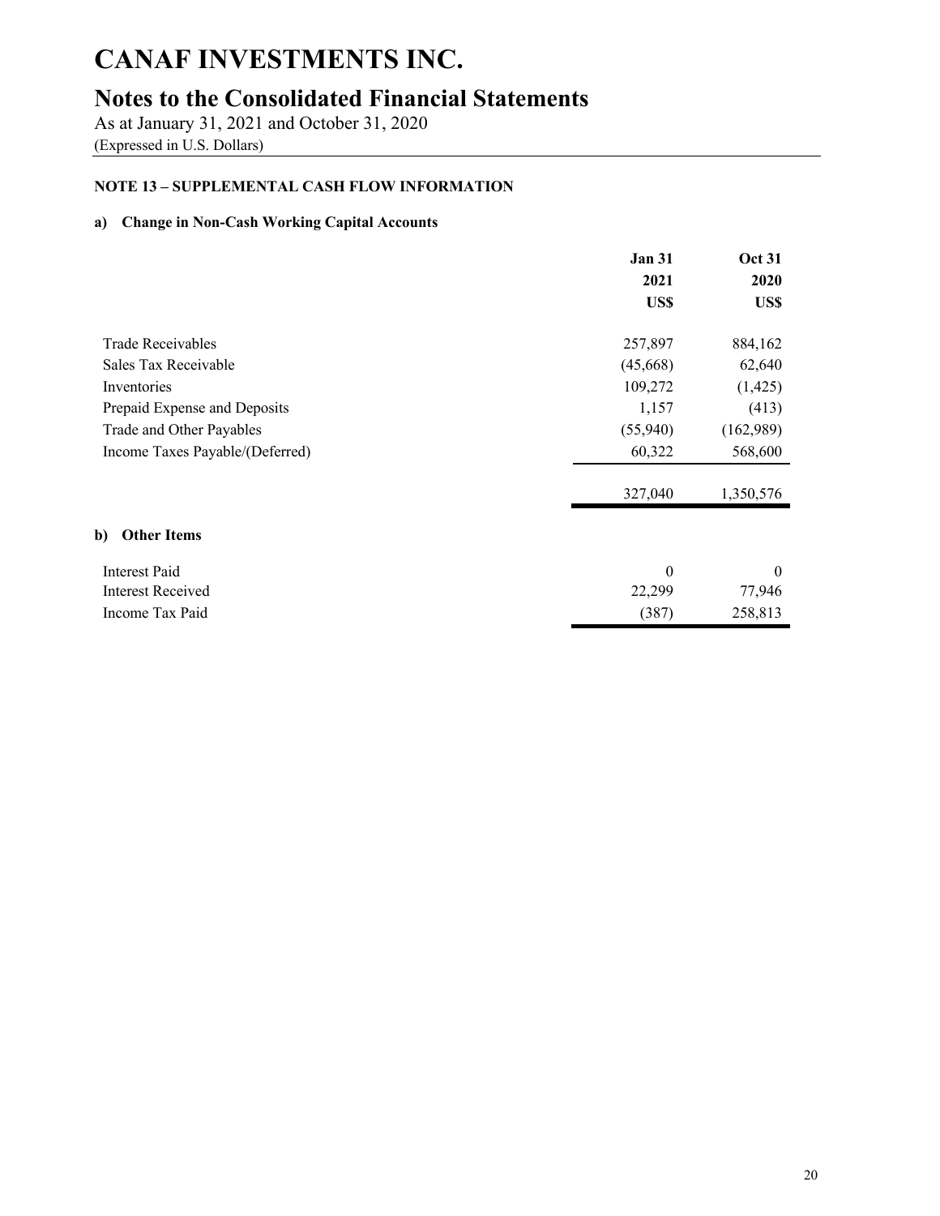# CANAF INVESTMENTS INC.

## Notes to the Consolidated Financial Statements

As at January 31, 2021 and October 31, 2020
(Expressed in U.S. Dollars)

**NOTE 13 – SUPPLEMENTAL CASH FLOW INFORMATION**

**a) Change in Non-Cash Working Capital Accounts**

| | Jan 31 2021 US$ | Oct 31 2020 US$ |
|---|---|---|
| Trade Receivables | 257,897 | 884,162 |
| Sales Tax Receivable | (45,668) | 62,640 |
| Inventories | 109,272 | (1,425) |
| Prepaid Expense and Deposits | 1,157 | (413) |
| Trade and Other Payables | (55,940) | (162,989) |
| Income Taxes Payable/(Deferred) | 60,322 | 568,600 |
| | 327,040 | 1,350,576 |

**b) Other Items**

| | Jan 31 2021 US$ | Oct 31 2020 US$ |
|---|---|---|
| Interest Paid | 0 | 0 |
| Interest Received | 22,299 | 77,946 |
| Income Tax Paid | (387) | 258,813 |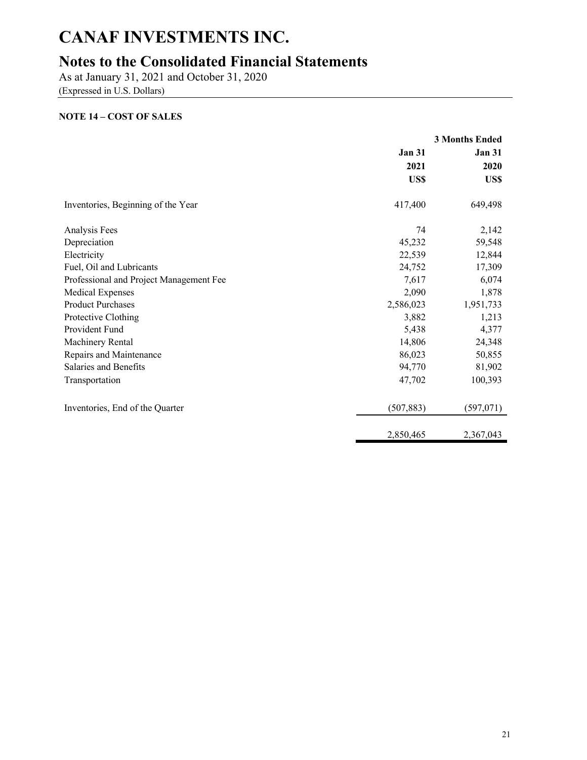# CANAF INVESTMENTS INC.

## Notes to the Consolidated Financial Statements

As at January 31, 2021 and October 31, 2020
(Expressed in U.S. Dollars)

**NOTE 14 – COST OF SALES**

| | | **3 Months Ended** |
|---|---:|---:|
| | **Jan 31** | **Jan 31** |
| | **2021** | **2020** |
| | **US$** | **US$** |
| Inventories, Beginning of the Year | 417,400 | 649,498 |
| Analysis Fees | 74 | 2,142 |
| Depreciation | 45,232 | 59,548 |
| Electricity | 22,539 | 12,844 |
| Fuel, Oil and Lubricants | 24,752 | 17,309 |
| Professional and Project Management Fee | 7,617 | 6,074 |
| Medical Expenses | 2,090 | 1,878 |
| Product Purchases | 2,586,023 | 1,951,733 |
| Protective Clothing | 3,882 | 1,213 |
| Provident Fund | 5,438 | 4,377 |
| Machinery Rental | 14,806 | 24,348 |
| Repairs and Maintenance | 86,023 | 50,855 |
| Salaries and Benefits | 94,770 | 81,902 |
| Transportation | 47,702 | 100,393 |
| Inventories, End of the Quarter | (507,883) | (597,071) |
| | 2,850,465 | 2,367,043 |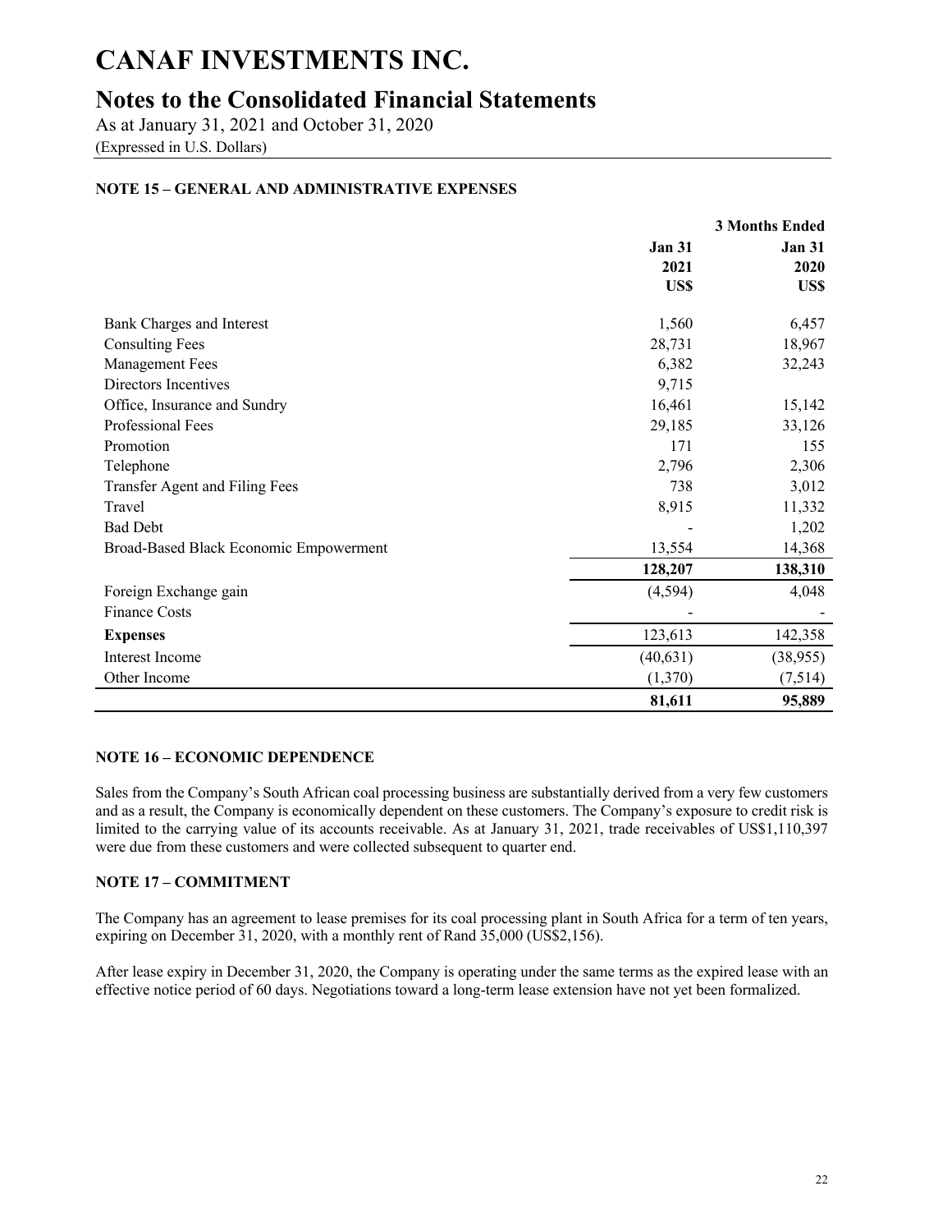# CANAF INVESTMENTS INC.

## Notes to the Consolidated Financial Statements

As at January 31, 2021 and October 31, 2020
(Expressed in U.S. Dollars)

### NOTE 15 – GENERAL AND ADMINISTRATIVE EXPENSES

| | 3 Months Ended | |
|---|---|---|
| | **Jan 31 2021 US$** | **Jan 31 2020 US$** |
| Bank Charges and Interest | 1,560 | 6,457 |
| Consulting Fees | 28,731 | 18,967 |
| Management Fees | 6,382 | 32,243 |
| Directors Incentives | 9,715 | |
| Office, Insurance and Sundry | 16,461 | 15,142 |
| Professional Fees | 29,185 | 33,126 |
| Promotion | 171 | 155 |
| Telephone | 2,796 | 2,306 |
| Transfer Agent and Filing Fees | 738 | 3,012 |
| Travel | 8,915 | 11,332 |
| Bad Debt | - | 1,202 |
| Broad-Based Black Economic Empowerment | 13,554 | 14,368 |
| | **128,207** | **138,310** |
| Foreign Exchange gain | (4,594) | 4,048 |
| Finance Costs | - | - |
| **Expenses** | 123,613 | 142,358 |
| Interest Income | (40,631) | (38,955) |
| Other Income | (1,370) | (7,514) |
| | **81,611** | **95,889** |

### NOTE 16 – ECONOMIC DEPENDENCE

Sales from the Company's South African coal processing business are substantially derived from a very few customers and as a result, the Company is economically dependent on these customers. The Company's exposure to credit risk is limited to the carrying value of its accounts receivable. As at January 31, 2021, trade receivables of US$1,110,397 were due from these customers and were collected subsequent to quarter end.

### NOTE 17 – COMMITMENT

The Company has an agreement to lease premises for its coal processing plant in South Africa for a term of ten years, expiring on December 31, 2020, with a monthly rent of Rand 35,000 (US$2,156).

After lease expiry in December 31, 2020, the Company is operating under the same terms as the expired lease with an effective notice period of 60 days. Negotiations toward a long-term lease extension have not yet been formalized.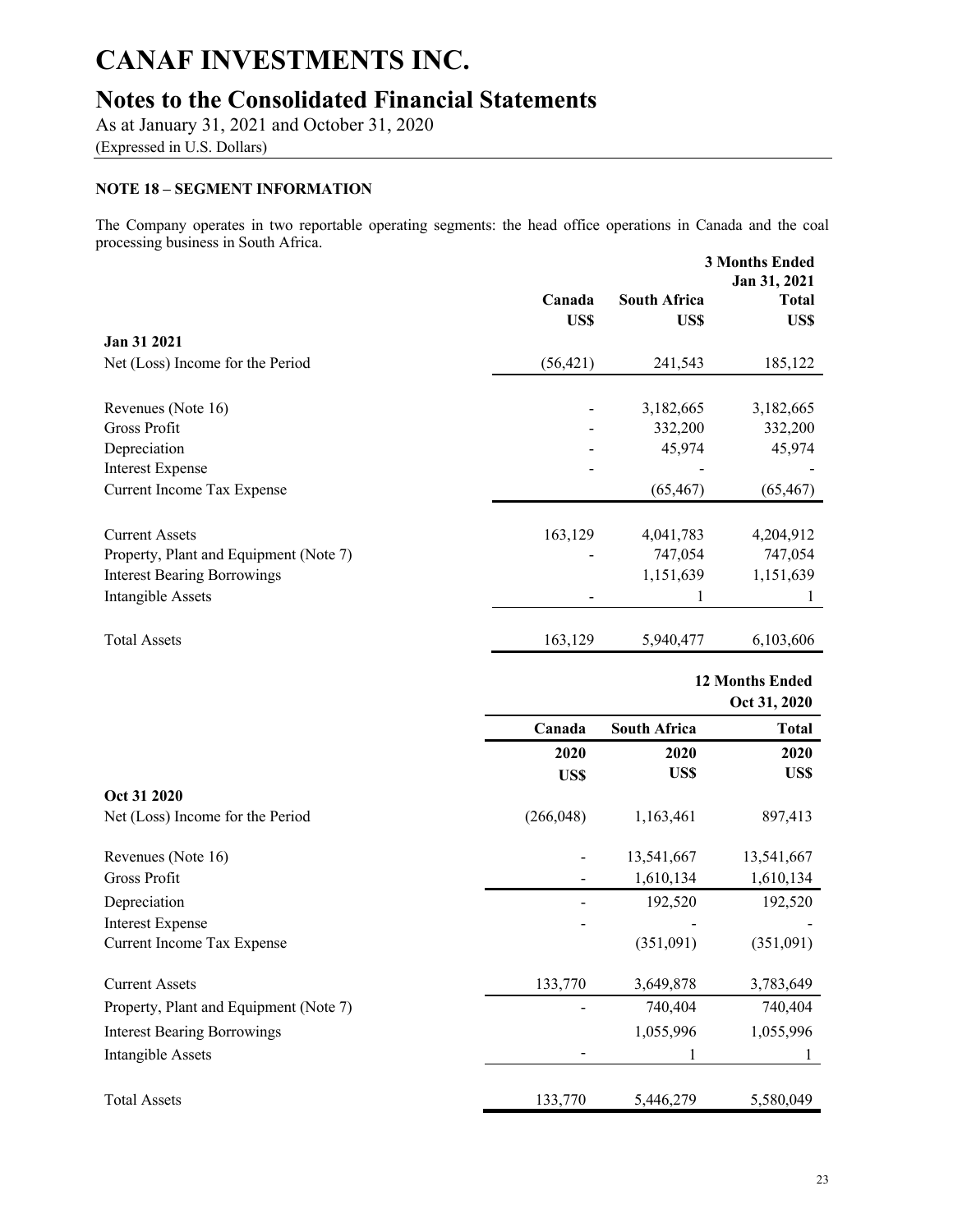# CANAF INVESTMENTS INC.

## Notes to the Consolidated Financial Statements

As at January 31, 2021 and October 31, 2020

(Expressed in U.S. Dollars)

**NOTE 18 – SEGMENT INFORMATION**

The Company operates in two reportable operating segments: the head office operations in Canada and the coal processing business in South Africa.

| | | | **3 Months Ended Jan 31, 2021** |
|---|---|---|---|
| | **Canada** | **South Africa** | **Total** |
| | **US$** | **US$** | **US$** |
| **Jan 31 2021** | | | |
| Net (Loss) Income for the Period | (56,421) | 241,543 | 185,122 |
| Revenues (Note 16) | - | 3,182,665 | 3,182,665 |
| Gross Profit | - | 332,200 | 332,200 |
| Depreciation | - | 45,974 | 45,974 |
| Interest Expense | - | - | - |
| Current Income Tax Expense | | (65,467) | (65,467) |
| Current Assets | 163,129 | 4,041,783 | 4,204,912 |
| Property, Plant and Equipment (Note 7) | - | 747,054 | 747,054 |
| Interest Bearing Borrowings | | 1,151,639 | 1,151,639 |
| Intangible Assets | - | 1 | 1 |
| Total Assets | 163,129 | 5,940,477 | 6,103,606 |

| | | | **12 Months Ended Oct 31, 2020** |
|---|---|---|---|
| | **Canada** | **South Africa** | **Total** |
| | **2020** | **2020** | **2020** |
| | **US$** | **US$** | **US$** |
| **Oct 31 2020** | | | |
| Net (Loss) Income for the Period | (266,048) | 1,163,461 | 897,413 |
| Revenues (Note 16) | - | 13,541,667 | 13,541,667 |
| Gross Profit | - | 1,610,134 | 1,610,134 |
| Depreciation | - | 192,520 | 192,520 |
| Interest Expense | - | - | - |
| Current Income Tax Expense | | (351,091) | (351,091) |
| Current Assets | 133,770 | 3,649,878 | 3,783,649 |
| Property, Plant and Equipment (Note 7) | - | 740,404 | 740,404 |
| Interest Bearing Borrowings | | 1,055,996 | 1,055,996 |
| Intangible Assets | - | 1 | 1 |
| Total Assets | 133,770 | 5,446,279 | 5,580,049 |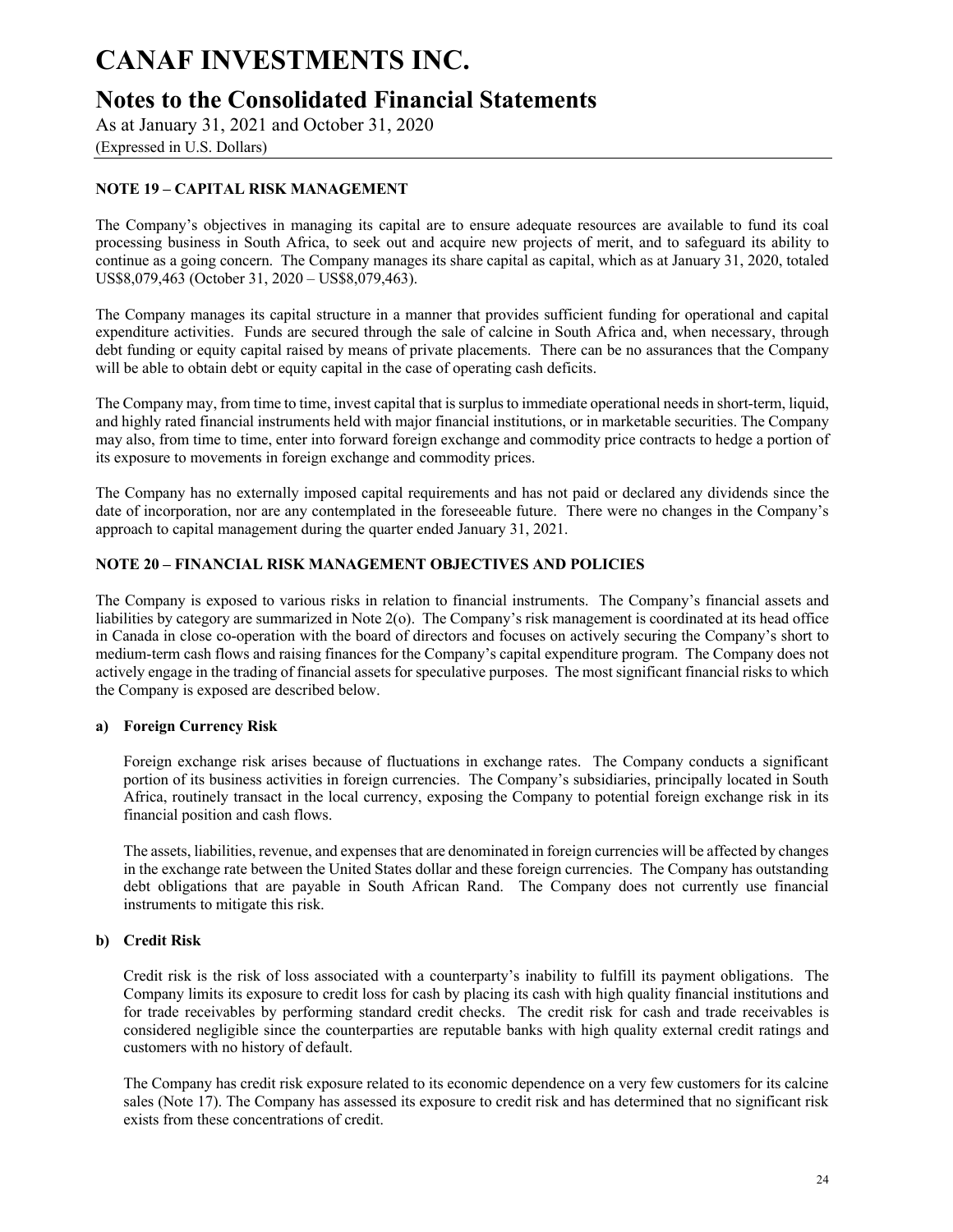# CANAF INVESTMENTS INC.

## Notes to the Consolidated Financial Statements

As at January 31, 2021 and October 31, 2020
(Expressed in U.S. Dollars)

### NOTE 19 – CAPITAL RISK MANAGEMENT

The Company's objectives in managing its capital are to ensure adequate resources are available to fund its coal processing business in South Africa, to seek out and acquire new projects of merit, and to safeguard its ability to continue as a going concern. The Company manages its share capital as capital, which as at January 31, 2020, totaled US$8,079,463 (October 31, 2020 – US$8,079,463).

The Company manages its capital structure in a manner that provides sufficient funding for operational and capital expenditure activities. Funds are secured through the sale of calcine in South Africa and, when necessary, through debt funding or equity capital raised by means of private placements. There can be no assurances that the Company will be able to obtain debt or equity capital in the case of operating cash deficits.

The Company may, from time to time, invest capital that is surplus to immediate operational needs in short-term, liquid, and highly rated financial instruments held with major financial institutions, or in marketable securities. The Company may also, from time to time, enter into forward foreign exchange and commodity price contracts to hedge a portion of its exposure to movements in foreign exchange and commodity prices.

The Company has no externally imposed capital requirements and has not paid or declared any dividends since the date of incorporation, nor are any contemplated in the foreseeable future. There were no changes in the Company's approach to capital management during the quarter ended January 31, 2021.

### NOTE 20 – FINANCIAL RISK MANAGEMENT OBJECTIVES AND POLICIES

The Company is exposed to various risks in relation to financial instruments. The Company's financial assets and liabilities by category are summarized in Note 2(o). The Company's risk management is coordinated at its head office in Canada in close co-operation with the board of directors and focuses on actively securing the Company's short to medium-term cash flows and raising finances for the Company's capital expenditure program. The Company does not actively engage in the trading of financial assets for speculative purposes. The most significant financial risks to which the Company is exposed are described below.

**a) Foreign Currency Risk**

Foreign exchange risk arises because of fluctuations in exchange rates. The Company conducts a significant portion of its business activities in foreign currencies. The Company's subsidiaries, principally located in South Africa, routinely transact in the local currency, exposing the Company to potential foreign exchange risk in its financial position and cash flows.

The assets, liabilities, revenue, and expenses that are denominated in foreign currencies will be affected by changes in the exchange rate between the United States dollar and these foreign currencies. The Company has outstanding debt obligations that are payable in South African Rand. The Company does not currently use financial instruments to mitigate this risk.

**b) Credit Risk**

Credit risk is the risk of loss associated with a counterparty's inability to fulfill its payment obligations. The Company limits its exposure to credit loss for cash by placing its cash with high quality financial institutions and for trade receivables by performing standard credit checks. The credit risk for cash and trade receivables is considered negligible since the counterparties are reputable banks with high quality external credit ratings and customers with no history of default.

The Company has credit risk exposure related to its economic dependence on a very few customers for its calcine sales (Note 17). The Company has assessed its exposure to credit risk and has determined that no significant risk exists from these concentrations of credit.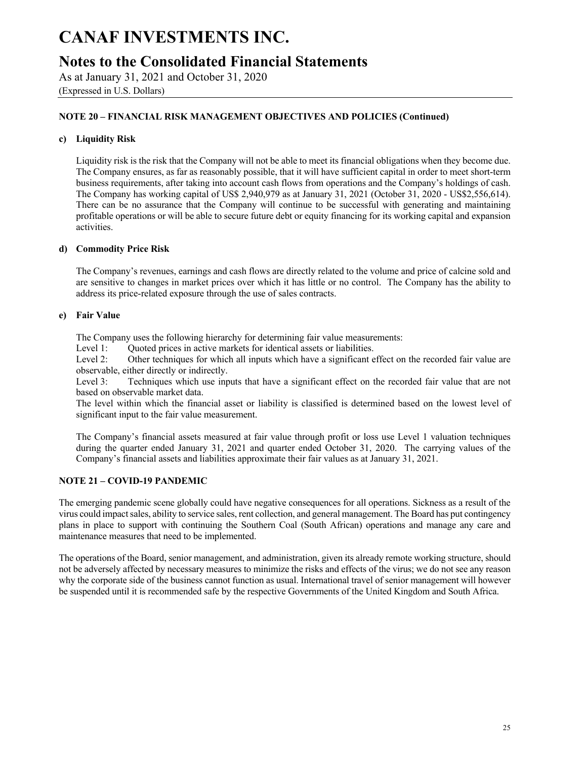# CANAF INVESTMENTS INC.

## Notes to the Consolidated Financial Statements

As at January 31, 2021 and October 31, 2020
(Expressed in U.S. Dollars)

### NOTE 20 – FINANCIAL RISK MANAGEMENT OBJECTIVES AND POLICIES (Continued)

**c) Liquidity Risk**

Liquidity risk is the risk that the Company will not be able to meet its financial obligations when they become due. The Company ensures, as far as reasonably possible, that it will have sufficient capital in order to meet short-term business requirements, after taking into account cash flows from operations and the Company's holdings of cash. The Company has working capital of US$ 2,940,979 as at January 31, 2021 (October 31, 2020 - US$2,556,614). There can be no assurance that the Company will continue to be successful with generating and maintaining profitable operations or will be able to secure future debt or equity financing for its working capital and expansion activities.

**d) Commodity Price Risk**

The Company's revenues, earnings and cash flows are directly related to the volume and price of calcine sold and are sensitive to changes in market prices over which it has little or no control. The Company has the ability to address its price-related exposure through the use of sales contracts.

**e) Fair Value**

The Company uses the following hierarchy for determining fair value measurements:
Level 1: Quoted prices in active markets for identical assets or liabilities.
Level 2: Other techniques for which all inputs which have a significant effect on the recorded fair value are observable, either directly or indirectly.
Level 3: Techniques which use inputs that have a significant effect on the recorded fair value that are not based on observable market data.
The level within which the financial asset or liability is classified is determined based on the lowest level of significant input to the fair value measurement.

The Company's financial assets measured at fair value through profit or loss use Level 1 valuation techniques during the quarter ended January 31, 2021 and quarter ended October 31, 2020. The carrying values of the Company's financial assets and liabilities approximate their fair values as at January 31, 2021.

### NOTE 21 – COVID-19 PANDEMIC

The emerging pandemic scene globally could have negative consequences for all operations. Sickness as a result of the virus could impact sales, ability to service sales, rent collection, and general management. The Board has put contingency plans in place to support with continuing the Southern Coal (South African) operations and manage any care and maintenance measures that need to be implemented.

The operations of the Board, senior management, and administration, given its already remote working structure, should not be adversely affected by necessary measures to minimize the risks and effects of the virus; we do not see any reason why the corporate side of the business cannot function as usual. International travel of senior management will however be suspended until it is recommended safe by the respective Governments of the United Kingdom and South Africa.